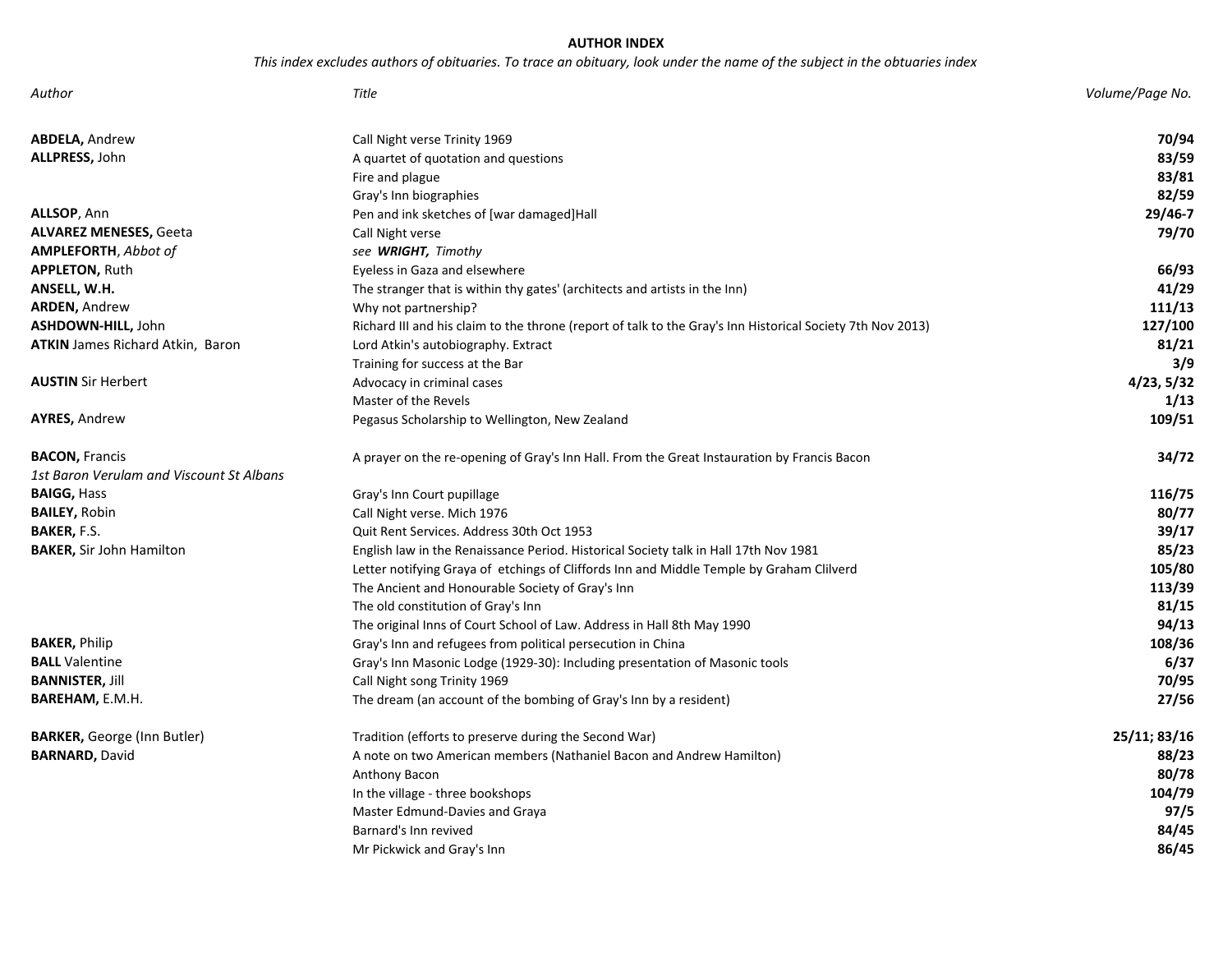# AUTHOR INDEX

*This index excludes authors of obituaries. To trace an obituary, look under the name of the subject in the obtuaries index*

| *Author* | *Title* | *Volume/Page No.* |
|---|---|---|
| **ABDELA,** Andrew | Call Night verse Trinity 1969 | **70/94** |
| **ALLPRESS,** John | A quartet of quotation and questions | **83/59** |
| | Fire and plague | **83/81** |
| | Gray's Inn biographies | **82/59** |
| **ALLSOP**, Ann | Pen and ink sketches of [war damaged]Hall | **29/46-7** |
| **ALVAREZ MENESES,** Geeta | Call Night verse | **79/70** |
| **AMPLEFORTH**, *Abbot of* | *see **WRIGHT,** Timothy* | |
| **APPLETON,** Ruth | Eyeless in Gaza and elsewhere | **66/93** |
| **ANSELL, W.H.** | The stranger that is within thy gates' (architects and artists in the Inn) | **41/29** |
| **ARDEN,** Andrew | Why not partnership? | **111/13** |
| **ASHDOWN-HILL,** John | Richard III and his claim to the throne (report of talk to the Gray's Inn Historical Society 7th Nov 2013) | **127/100** |
| **ATKIN** James Richard Atkin, Baron | Lord Atkin's autobiography. Extract | **81/21** |
| | Training for success at the Bar | **3/9** |
| **AUSTIN** Sir Herbert | Advocacy in criminal cases | **4/23, 5/32** |
| | Master of the Revels | **1/13** |
| **AYRES,** Andrew | Pegasus Scholarship to Wellington, New Zealand | **109/51** |
| **BACON,** Francis *1st Baron Verulam and Viscount St Albans* | A prayer on the re-opening of Gray's Inn Hall. From the Great Instauration by Francis Bacon | **34/72** |
| **BAIGG,** Hass | Gray's Inn Court pupillage | **116/75** |
| **BAILEY,** Robin | Call Night verse. Mich 1976 | **80/77** |
| **BAKER,** F.S. | Quit Rent Services. Address 30th Oct 1953 | **39/17** |
| **BAKER,** Sir John Hamilton | English law in the Renaissance Period. Historical Society talk in Hall 17th Nov 1981 | **85/23** |
| | Letter notifying Graya of etchings of Cliffords Inn and Middle Temple by Graham Clilverd | **105/80** |
| | The Ancient and Honourable Society of Gray's Inn | **113/39** |
| | The old constitution of Gray's Inn | **81/15** |
| | The original Inns of Court School of Law. Address in Hall 8th May 1990 | **94/13** |
| **BAKER,** Philip | Gray's Inn and refugees from political persecution in China | **108/36** |
| **BALL** Valentine | Gray's Inn Masonic Lodge (1929-30): Including presentation of Masonic tools | **6/37** |
| **BANNISTER,** Jill | Call Night song Trinity 1969 | **70/95** |
| **BAREHAM,** E.M.H. | The dream (an account of the bombing of Gray's Inn by a resident) | **27/56** |
| **BARKER,** George (Inn Butler) | Tradition (efforts to preserve during the Second War) | **25/11; 83/16** |
| **BARNARD,** David | A note on two American members (Nathaniel Bacon and Andrew Hamilton) | **88/23** |
| | Anthony Bacon | **80/78** |
| | In the village - three bookshops | **104/79** |
| | Master Edmund-Davies and Graya | **97/5** |
| | Barnard's Inn revived | **84/45** |
| | Mr Pickwick and Gray's Inn | **86/45** |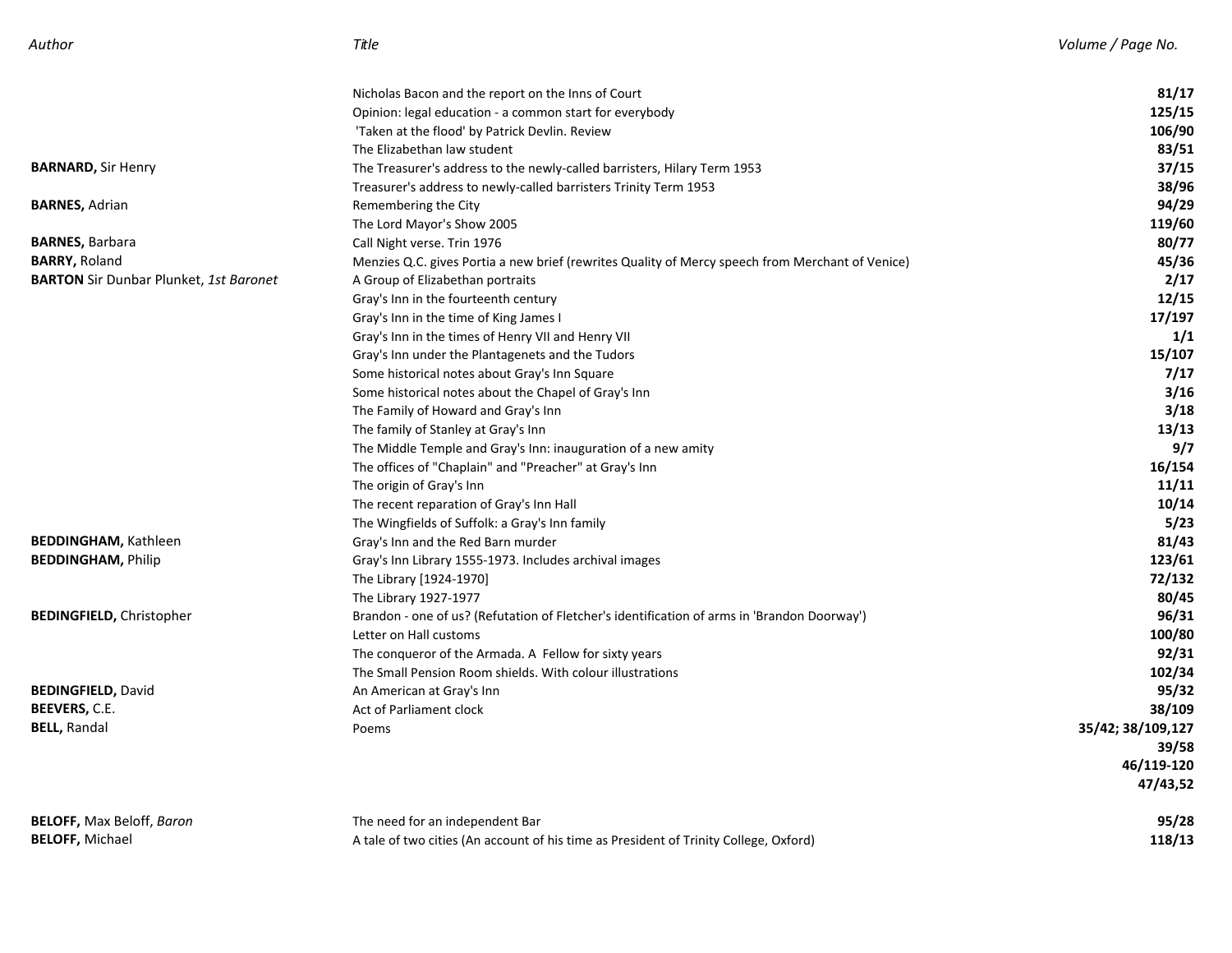| Author | Title | Volume / Page No. |
| --- | --- | --- |
| | Nicholas Bacon and the report on the Inns of Court | **81/17** |
| | Opinion: legal education - a common start for everybody | **125/15** |
| | 'Taken at the flood' by Patrick Devlin. Review | **106/90** |
| | The Elizabethan law student | **83/51** |
| **BARNARD,** Sir Henry | The Treasurer's address to the newly-called barristers, Hilary Term 1953 | **37/15** |
| | Treasurer's address to newly-called barristers Trinity Term 1953 | **38/96** |
| **BARNES,** Adrian | Remembering the City | **94/29** |
| | The Lord Mayor's Show 2005 | **119/60** |
| **BARNES,** Barbara | Call Night verse. Trin 1976 | **80/77** |
| **BARRY,** Roland | Menzies Q.C. gives Portia a new brief (rewrites Quality of Mercy speech from Merchant of Venice) | **45/36** |
| **BARTON** Sir Dunbar Plunket, *1st Baronet* | A Group of Elizabethan portraits | **2/17** |
| | Gray's Inn in the fourteenth century | **12/15** |
| | Gray's Inn in the time of King James I | **17/197** |
| | Gray's Inn in the times of Henry VII and Henry VII | **1/1** |
| | Gray's Inn under the Plantagenets and the Tudors | **15/107** |
| | Some historical notes about Gray's Inn Square | **7/17** |
| | Some historical notes about the Chapel of Gray's Inn | **3/16** |
| | The Family of Howard and Gray's Inn | **3/18** |
| | The family of Stanley at Gray's Inn | **13/13** |
| | The Middle Temple and Gray's Inn: inauguration of a new amity | **9/7** |
| | The offices of "Chaplain" and "Preacher" at Gray's Inn | **16/154** |
| | The origin of Gray's Inn | **11/11** |
| | The recent reparation of Gray's Inn Hall | **10/14** |
| | The Wingfields of Suffolk: a Gray's Inn family | **5/23** |
| **BEDDINGHAM,** Kathleen | Gray's Inn and the Red Barn murder | **81/43** |
| **BEDDINGHAM,** Philip | Gray's Inn Library 1555-1973. Includes archival images | **123/61** |
| | The Library [1924-1970] | **72/132** |
| | The Library 1927-1977 | **80/45** |
| **BEDINGFIELD,** Christopher | Brandon - one of us? (Refutation of Fletcher's identification of arms in 'Brandon Doorway') | **96/31** |
| | Letter on Hall customs | **100/80** |
| | The conqueror of the Armada. A Fellow for sixty years | **92/31** |
| | The Small Pension Room shields. With colour illustrations | **102/34** |
| **BEDINGFIELD,** David | An American at Gray's Inn | **95/32** |
| **BEEVERS,** C.E. | Act of Parliament clock | **38/109** |
| **BELL,** Randal | Poems | **35/42; 38/109,127** |
| | | **39/58** |
| | | **46/119-120** |
| | | **47/43,52** |
| **BELOFF,** Max Beloff, *Baron* | The need for an independent Bar | **95/28** |
| **BELOFF,** Michael | A tale of two cities (An account of his time as President of Trinity College, Oxford) | **118/13** |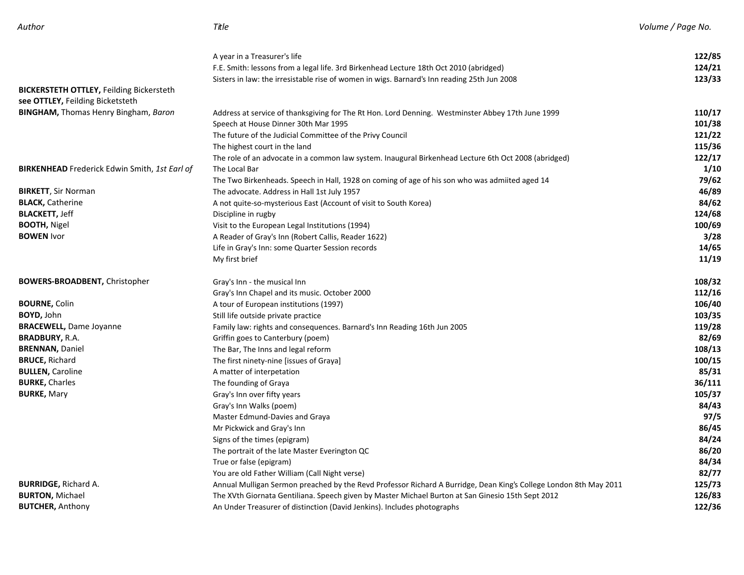| Author | Title | Volume / Page No. |
|---|---|---|
| | A year in a Treasurer's life | **122/85** |
| | F.E. Smith: lessons from a legal life. 3rd Birkenhead Lecture 18th Oct 2010 (abridged) | **124/21** |
| | Sisters in law: the irresistable rise of women in wigs. Barnard's Inn reading 25th Jun 2008 | **123/33** |
| **BICKERSTETH OTTLEY,** Feilding Bickersteth **see OTTLEY,** Feilding Bicketsteth | | |
| **BINGHAM,** Thomas Henry Bingham, *Baron* | Address at service of thanksgiving for The Rt Hon. Lord Denning. Westminster Abbey 17th June 1999 | **110/17** |
| | Speech at House Dinner 30th Mar 1995 | **101/38** |
| | The future of the Judicial Committee of the Privy Council | **121/22** |
| | The highest court in the land | **115/36** |
| | The role of an advocate in a common law system. Inaugural Birkenhead Lecture 6th Oct 2008 (abridged) | **122/17** |
| **BIRKENHEAD** Frederick Edwin Smith, *1st Earl of* | The Local Bar | **1/10** |
| | The Two Birkenheads. Speech in Hall, 1928 on coming of age of his son who was admiited aged 14 | **79/62** |
| **BIRKETT**, Sir Norman | The advocate. Address in Hall 1st July 1957 | **46/89** |
| **BLACK,** Catherine | A not quite-so-mysterious East (Account of visit to South Korea) | **84/62** |
| **BLACKETT,** Jeff | Discipline in rugby | **124/68** |
| **BOOTH,** Nigel | Visit to the European Legal Institutions (1994) | **100/69** |
| **BOWEN** Ivor | A Reader of Gray's Inn (Robert Callis, Reader 1622) | **3/28** |
| | Life in Gray's Inn: some Quarter Session records | **14/65** |
| | My first brief | **11/19** |
| **BOWERS-BROADBENT,** Christopher | Gray's Inn - the musical Inn | **108/32** |
| | Gray's Inn Chapel and its music. October 2000 | **112/16** |
| **BOURNE,** Colin | A tour of European institutions (1997) | **106/40** |
| **BOYD,** John | Still life outside private practice | **103/35** |
| **BRACEWELL,** Dame Joyanne | Family law: rights and consequences. Barnard's Inn Reading 16th Jun 2005 | **119/28** |
| **BRADBURY,** R.A. | Griffin goes to Canterbury (poem) | **82/69** |
| **BRENNAN,** Daniel | The Bar, The Inns and legal reform | **108/13** |
| **BRUCE,** Richard | The first ninety-nine [issues of Graya] | **100/15** |
| **BULLEN,** Caroline | A matter of interpetation | **85/31** |
| **BURKE,** Charles | The founding of Graya | **36/111** |
| **BURKE,** Mary | Gray's Inn over fifty years | **105/37** |
| | Gray's Inn Walks (poem) | **84/43** |
| | Master Edmund-Davies and Graya | **97/5** |
| | Mr Pickwick and Gray's Inn | **86/45** |
| | Signs of the times (epigram) | **84/24** |
| | The portrait of the late Master Everington QC | **86/20** |
| | True or false (epigram) | **84/34** |
| | You are old Father William (Call Night verse) | **82/77** |
| **BURRIDGE,** Richard A. | Annual Mulligan Sermon preached by the Revd Professor Richard A Burridge, Dean King's College London 8th May 2011 | **125/73** |
| **BURTON,** Michael | The XVth Giornata Gentiliana. Speech given by Master Michael Burton at San Ginesio 15th Sept 2012 | **126/83** |
| **BUTCHER,** Anthony | An Under Treasurer of distinction (David Jenkins). Includes photographs | **122/36** |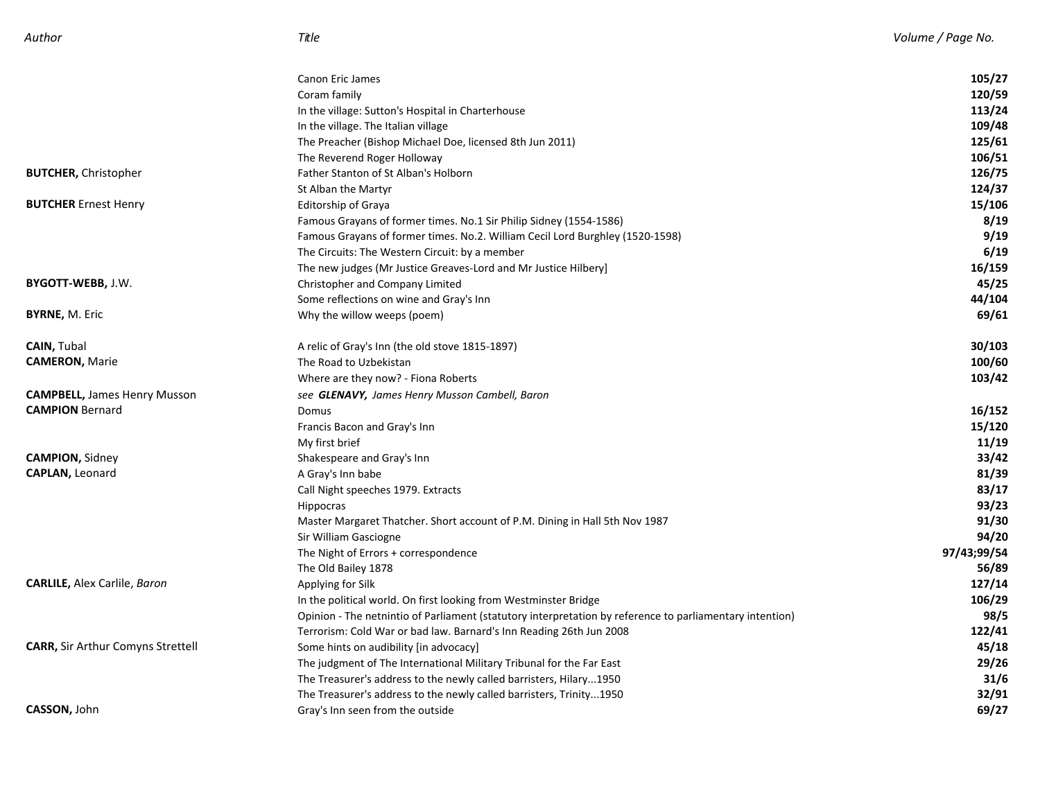| Author | Title | Volume / Page No. |
|---|---|---|
| | Canon Eric James | **105/27** |
| | Coram family | **120/59** |
| | In the village: Sutton's Hospital in Charterhouse | **113/24** |
| | In the village. The Italian village | **109/48** |
| | The Preacher (Bishop Michael Doe, licensed 8th Jun 2011) | **125/61** |
| | The Reverend Roger Holloway | **106/51** |
| **BUTCHER,** Christopher | Father Stanton of St Alban's Holborn | **126/75** |
| | St Alban the Martyr | **124/37** |
| **BUTCHER** Ernest Henry | Editorship of Graya | **15/106** |
| | Famous Grayans of former times. No.1 Sir Philip Sidney (1554-1586) | **8/19** |
| | Famous Grayans of former times. No.2. William Cecil Lord Burghley (1520-1598) | **9/19** |
| | The Circuits: The Western Circuit: by a member | **6/19** |
| | The new judges (Mr Justice Greaves-Lord and Mr Justice Hilbery] | **16/159** |
| **BYGOTT-WEBB,** J.W. | Christopher and Company Limited | **45/25** |
| | Some reflections on wine and Gray's Inn | **44/104** |
| **BYRNE,** M. Eric | Why the willow weeps (poem) | **69/61** |
| **CAIN,** Tubal | A relic of Gray's Inn (the old stove 1815-1897) | **30/103** |
| **CAMERON,** Marie | The Road to Uzbekistan | **100/60** |
| | Where are they now? - Fiona Roberts | **103/42** |
| **CAMPBELL,** James Henry Musson | *see **GLENAVY,** James Henry Musson Cambell, Baron* | |
| **CAMPION** Bernard | Domus | **16/152** |
| | Francis Bacon and Gray's Inn | **15/120** |
| | My first brief | **11/19** |
| **CAMPION,** Sidney | Shakespeare and Gray's Inn | **33/42** |
| **CAPLAN,** Leonard | A Gray's Inn babe | **81/39** |
| | Call Night speeches 1979. Extracts | **83/17** |
| | Hippocras | **93/23** |
| | Master Margaret Thatcher. Short account of P.M. Dining in Hall 5th Nov 1987 | **91/30** |
| | Sir William Gasciogne | **94/20** |
| | The Night of Errors + correspondence | **97/43;99/54** |
| | The Old Bailey 1878 | **56/89** |
| **CARLILE,** Alex Carlile, *Baron* | Applying for Silk | **127/14** |
| | In the political world. On first looking from Westminster Bridge | **106/29** |
| | Opinion - The netnintio of Parliament (statutory interpretation by reference to parliamentary intention) | **98/5** |
| | Terrorism: Cold War or bad law. Barnard's Inn Reading 26th Jun 2008 | **122/41** |
| **CARR,** Sir Arthur Comyns Strettell | Some hints on audibility [in advocacy] | **45/18** |
| | The judgment of The International Military Tribunal for the Far East | **29/26** |
| | The Treasurer's address to the newly called barristers, Hilary...1950 | **31/6** |
| | The Treasurer's address to the newly called barristers, Trinity...1950 | **32/91** |
| **CASSON,** John | Gray's Inn seen from the outside | **69/27** |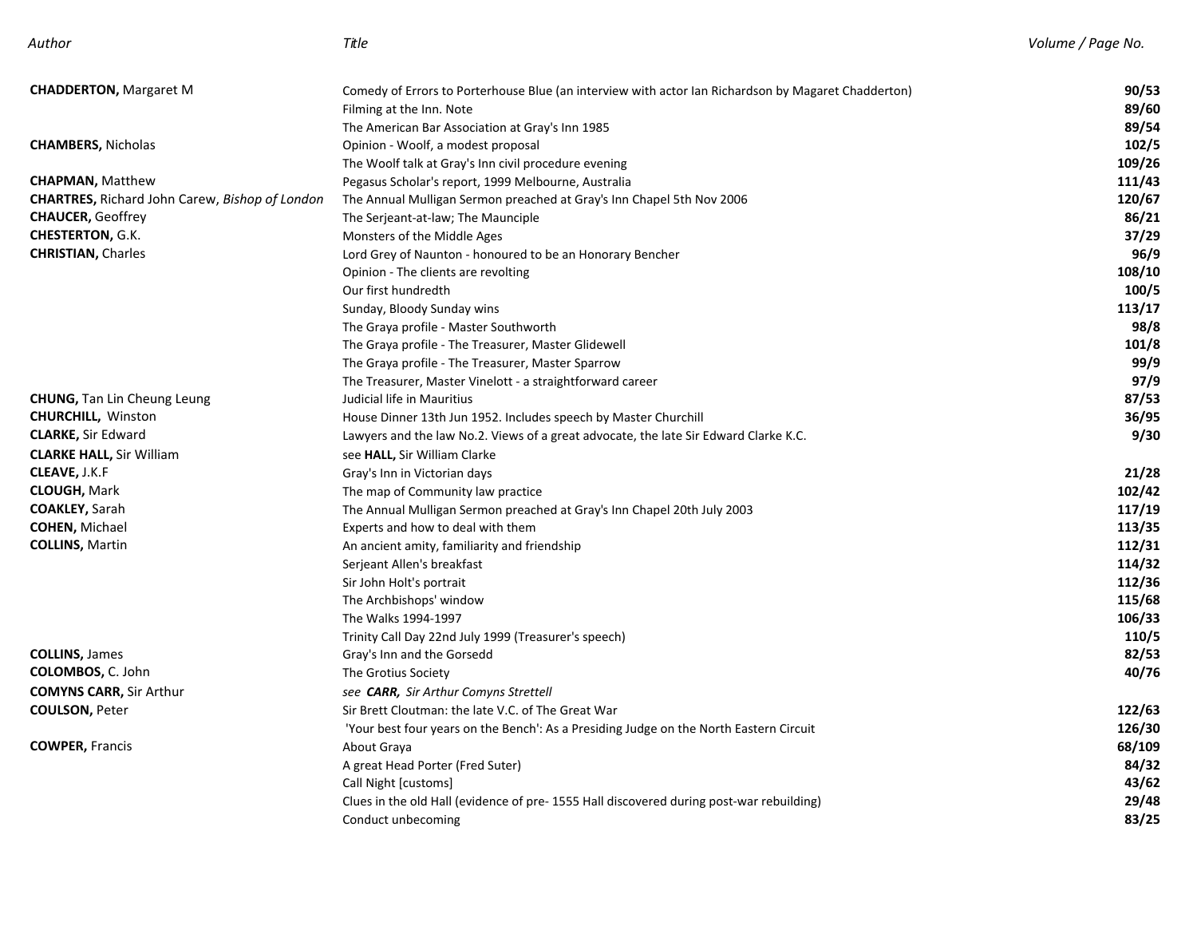| Author | Title | Volume / Page No. |
| --- | --- | --- |
| **CHADDERTON,** Margaret M | Comedy of Errors to Porterhouse Blue (an interview with actor Ian Richardson by Magaret Chadderton) | **90/53** |
| | Filming at the Inn. Note | **89/60** |
| | The American Bar Association at Gray's Inn 1985 | **89/54** |
| **CHAMBERS,** Nicholas | Opinion - Woolf, a modest proposal | **102/5** |
| | The Woolf talk at Gray's Inn civil procedure evening | **109/26** |
| **CHAPMAN,** Matthew | Pegasus Scholar's report, 1999 Melbourne, Australia | **111/43** |
| **CHARTRES,** Richard John Carew, *Bishop of London* | The Annual Mulligan Sermon preached at Gray's Inn Chapel 5th Nov 2006 | **120/67** |
| **CHAUCER,** Geoffrey | The Serjeant-at-law; The Maunciple | **86/21** |
| **CHESTERTON,** G.K. | Monsters of the Middle Ages | **37/29** |
| **CHRISTIAN,** Charles | Lord Grey of Naunton - honoured to be an Honorary Bencher | **96/9** |
| | Opinion - The clients are revolting | **108/10** |
| | Our first hundredth | **100/5** |
| | Sunday, Bloody Sunday wins | **113/17** |
| | The Graya profile - Master Southworth | **98/8** |
| | The Graya profile - The Treasurer, Master Glidewell | **101/8** |
| | The Graya profile - The Treasurer, Master Sparrow | **99/9** |
| | The Treasurer, Master Vinelott - a straightforward career | **97/9** |
| **CHUNG,** Tan Lin Cheung Leung | Judicial life in Mauritius | **87/53** |
| **CHURCHILL,** Winston | House Dinner 13th Jun 1952. Includes speech by Master Churchill | **36/95** |
| **CLARKE,** Sir Edward | Lawyers and the law No.2. Views of a great advocate, the late Sir Edward Clarke K.C. | **9/30** |
| **CLARKE HALL,** Sir William | see **HALL,** Sir William Clarke | |
| **CLEAVE,** J.K.F | Gray's Inn in Victorian days | **21/28** |
| **CLOUGH,** Mark | The map of Community law practice | **102/42** |
| **COAKLEY,** Sarah | The Annual Mulligan Sermon preached at Gray's Inn Chapel 20th July 2003 | **117/19** |
| **COHEN,** Michael | Experts and how to deal with them | **113/35** |
| **COLLINS,** Martin | An ancient amity, familiarity and friendship | **112/31** |
| | Serjeant Allen's breakfast | **114/32** |
| | Sir John Holt's portrait | **112/36** |
| | The Archbishops' window | **115/68** |
| | The Walks 1994-1997 | **106/33** |
| | Trinity Call Day 22nd July 1999 (Treasurer's speech) | **110/5** |
| **COLLINS,** James | Gray's Inn and the Gorsedd | **82/53** |
| **COLOMBOS,** C. John | The Grotius Society | **40/76** |
| **COMYNS CARR,** Sir Arthur | *see **CARR,** Sir Arthur Comyns Strettell* | |
| **COULSON,** Peter | Sir Brett Cloutman: the late V.C. of The Great War | **122/63** |
| | 'Your best four years on the Bench': As a Presiding Judge on the North Eastern Circuit | **126/30** |
| **COWPER,** Francis | About Graya | **68/109** |
| | A great Head Porter (Fred Suter) | **84/32** |
| | Call Night [customs] | **43/62** |
| | Clues in the old Hall (evidence of pre- 1555 Hall discovered during post-war rebuilding) | **29/48** |
| | Conduct unbecoming | **83/25** |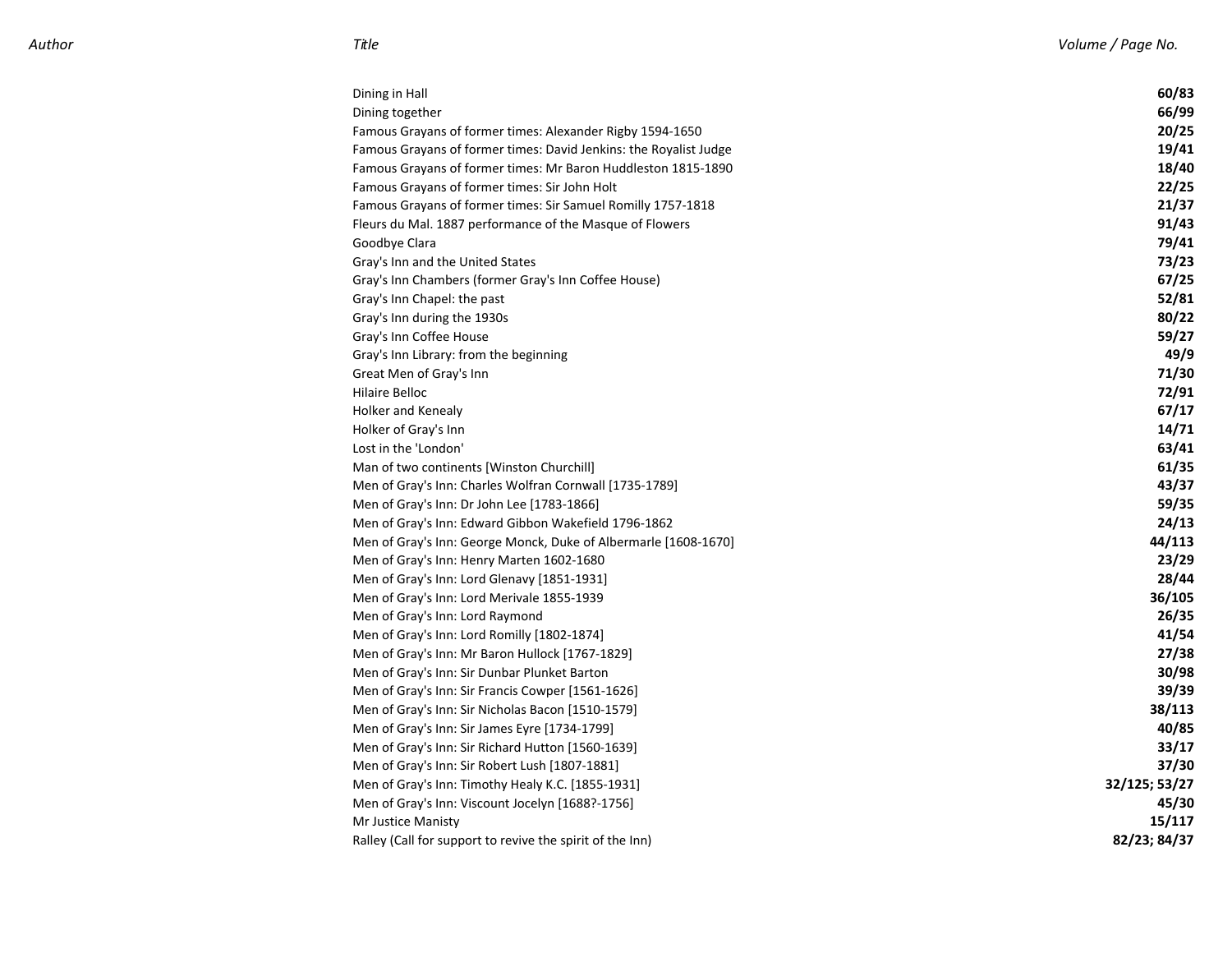| Author | Title | Volume / Page No. |
| --- | --- | --- |
| | Dining in Hall | **60/83** |
| | Dining together | **66/99** |
| | Famous Grayans of former times: Alexander Rigby 1594-1650 | **20/25** |
| | Famous Grayans of former times: David Jenkins: the Royalist Judge | **19/41** |
| | Famous Grayans of former times: Mr Baron Huddleston 1815-1890 | **18/40** |
| | Famous Grayans of former times: Sir John Holt | **22/25** |
| | Famous Grayans of former times: Sir Samuel Romilly 1757-1818 | **21/37** |
| | Fleurs du Mal. 1887 performance of the Masque of Flowers | **91/43** |
| | Goodbye Clara | **79/41** |
| | Gray's Inn and the United States | **73/23** |
| | Gray's Inn Chambers (former Gray's Inn Coffee House) | **67/25** |
| | Gray's Inn Chapel: the past | **52/81** |
| | Gray's Inn during the 1930s | **80/22** |
| | Gray's Inn Coffee House | **59/27** |
| | Gray's Inn Library: from the beginning | **49/9** |
| | Great Men of Gray's Inn | **71/30** |
| | Hilaire Belloc | **72/91** |
| | Holker and Kenealy | **67/17** |
| | Holker of Gray's Inn | **14/71** |
| | Lost in the 'London' | **63/41** |
| | Man of two continents [Winston Churchill] | **61/35** |
| | Men of Gray's Inn: Charles Wolfran Cornwall [1735-1789] | **43/37** |
| | Men of Gray's Inn: Dr John Lee [1783-1866] | **59/35** |
| | Men of Gray's Inn: Edward Gibbon Wakefield 1796-1862 | **24/13** |
| | Men of Gray's Inn: George Monck, Duke of Albermarle [1608-1670] | **44/113** |
| | Men of Gray's Inn: Henry Marten 1602-1680 | **23/29** |
| | Men of Gray's Inn: Lord Glenavy [1851-1931] | **28/44** |
| | Men of Gray's Inn: Lord Merivale 1855-1939 | **36/105** |
| | Men of Gray's Inn: Lord Raymond | **26/35** |
| | Men of Gray's Inn: Lord Romilly [1802-1874] | **41/54** |
| | Men of Gray's Inn: Mr Baron Hullock [1767-1829] | **27/38** |
| | Men of Gray's Inn: Sir Dunbar Plunket Barton | **30/98** |
| | Men of Gray's Inn: Sir Francis Cowper [1561-1626] | **39/39** |
| | Men of Gray's Inn: Sir Nicholas Bacon [1510-1579] | **38/113** |
| | Men of Gray's Inn: Sir James Eyre [1734-1799] | **40/85** |
| | Men of Gray's Inn: Sir Richard Hutton [1560-1639] | **33/17** |
| | Men of Gray's Inn: Sir Robert Lush [1807-1881] | **37/30** |
| | Men of Gray's Inn: Timothy Healy K.C. [1855-1931] | **32/125; 53/27** |
| | Men of Gray's Inn: Viscount Jocelyn [1688?-1756] | **45/30** |
| | Mr Justice Manisty | **15/117** |
| | Ralley (Call for support to revive the spirit of the Inn) | **82/23; 84/37** |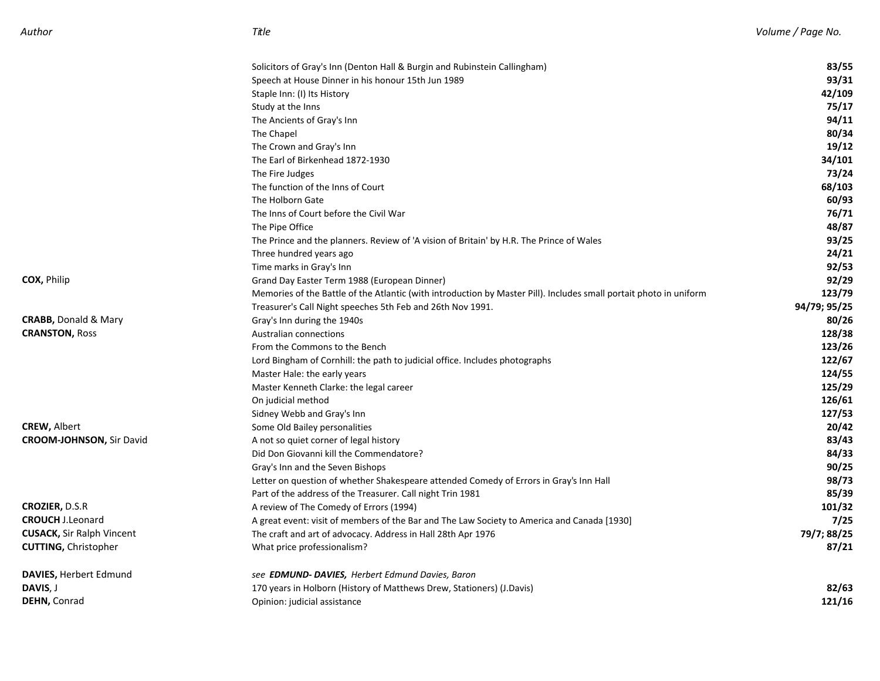| Author | Title | Volume / Page No. |
|---|---|---|
| | Solicitors of Gray's Inn (Denton Hall & Burgin and Rubinstein Callingham) | **83/55** |
| | Speech at House Dinner in his honour 15th Jun 1989 | **93/31** |
| | Staple Inn: (I) Its History | **42/109** |
| | Study at the Inns | **75/17** |
| | The Ancients of Gray's Inn | **94/11** |
| | The Chapel | **80/34** |
| | The Crown and Gray's Inn | **19/12** |
| | The Earl of Birkenhead 1872-1930 | **34/101** |
| | The Fire Judges | **73/24** |
| | The function of the Inns of Court | **68/103** |
| | The Holborn Gate | **60/93** |
| | The Inns of Court before the Civil War | **76/71** |
| | The Pipe Office | **48/87** |
| | The Prince and the planners. Review of 'A vision of Britain' by H.R. The Prince of Wales | **93/25** |
| | Three hundred years ago | **24/21** |
| | Time marks in Gray's Inn | **92/53** |
| **COX,** Philip | Grand Day Easter Term 1988 (European Dinner) | **92/29** |
| | Memories of the Battle of the Atlantic (with introduction by Master Pill). Includes small portait photo in uniform | **123/79** |
| | Treasurer's Call Night speeches 5th Feb and 26th Nov 1991. | **94/79; 95/25** |
| **CRABB,** Donald & Mary | Gray's Inn during the 1940s | **80/26** |
| **CRANSTON,** Ross | Australian connections | **128/38** |
| | From the Commons to the Bench | **123/26** |
| | Lord Bingham of Cornhill: the path to judicial office. Includes photographs | **122/67** |
| | Master Hale: the early years | **124/55** |
| | Master Kenneth Clarke: the legal career | **125/29** |
| | On judicial method | **126/61** |
| | Sidney Webb and Gray's Inn | **127/53** |
| **CREW,** Albert | Some Old Bailey personalities | **20/42** |
| **CROOM-JOHNSON,** Sir David | A not so quiet corner of legal history | **83/43** |
| | Did Don Giovanni kill the Commendatore? | **84/33** |
| | Gray's Inn and the Seven Bishops | **90/25** |
| | Letter on question of whether Shakespeare attended Comedy of Errors in Gray's Inn Hall | **98/73** |
| | Part of the address of the Treasurer. Call night Trin 1981 | **85/39** |
| **CROZIER,** D.S.R | A review of The Comedy of Errors (1994) | **101/32** |
| **CROUCH** J.Leonard | A great event: visit of members of the Bar and The Law Society to America and Canada [1930] | **7/25** |
| **CUSACK,** Sir Ralph Vincent | The craft and art of advocacy. Address in Hall 28th Apr 1976 | **79/7; 88/25** |
| **CUTTING,** Christopher | What price professionalism? | **87/21** |
| **DAVIES,** Herbert Edmund | *see **EDMUND- DAVIES,** Herbert Edmund Davies, Baron* | |
| **DAVIS**, J | 170 years in Holborn (History of Matthews Drew, Stationers) (J.Davis) | **82/63** |
| **DEHN,** Conrad | Opinion: judicial assistance | **121/16** |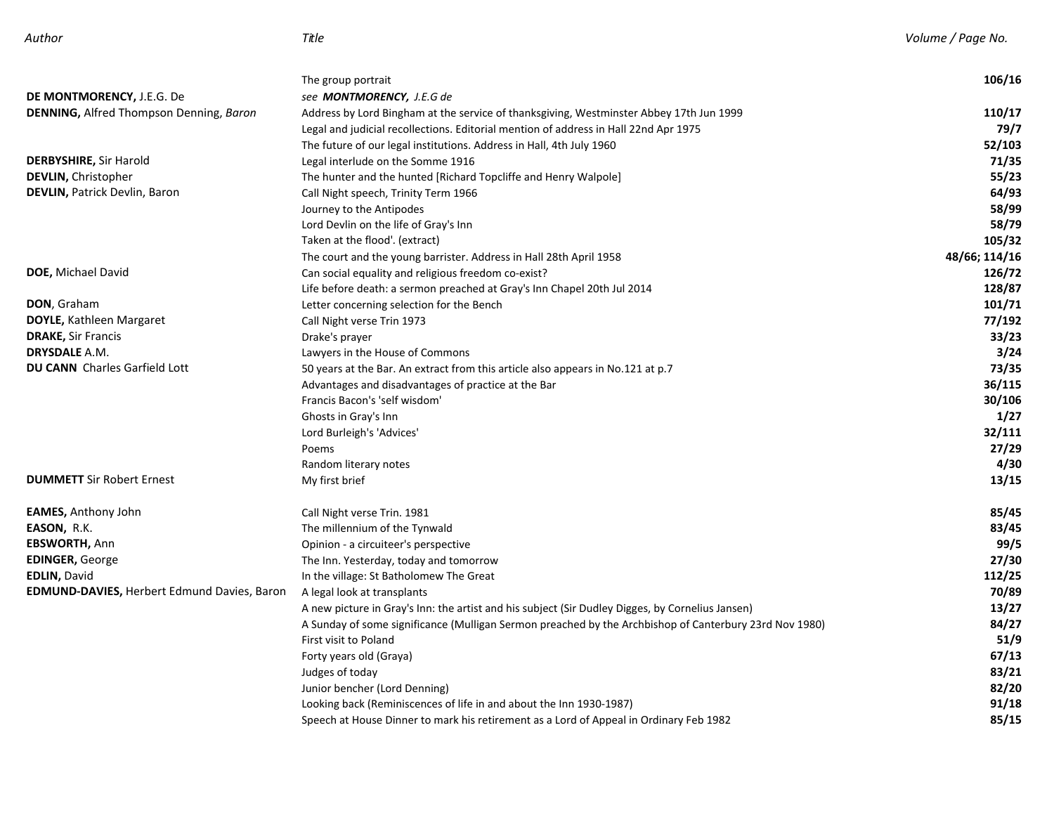| Author | Title | Volume / Page No. |
|---|---|---|
| | The group portrait | **106/16** |
| **DE MONTMORENCY,** J.E.G. De | *see* ***MONTMORENCY,*** *J.E.G de* | |
| **DENNING,** Alfred Thompson Denning, *Baron* | Address by Lord Bingham at the service of thanksgiving, Westminster Abbey 17th Jun 1999 | **110/17** |
| | Legal and judicial recollections. Editorial mention of address in Hall 22nd Apr 1975 | **79/7** |
| | The future of our legal institutions. Address in Hall, 4th July 1960 | **52/103** |
| **DERBYSHIRE,** Sir Harold | Legal interlude on the Somme 1916 | **71/35** |
| **DEVLIN,** Christopher | The hunter and the hunted [Richard Topcliffe and Henry Walpole] | **55/23** |
| **DEVLIN,** Patrick Devlin, Baron | Call Night speech, Trinity Term 1966 | **64/93** |
| | Journey to the Antipodes | **58/99** |
| | Lord Devlin on the life of Gray's Inn | **58/79** |
| | Taken at the flood'. (extract) | **105/32** |
| | The court and the young barrister. Address in Hall 28th April 1958 | **48/66; 114/16** |
| **DOE,** Michael David | Can social equality and religious freedom co-exist? | **126/72** |
| | Life before death: a sermon preached at Gray's Inn Chapel 20th Jul 2014 | **128/87** |
| **DON**, Graham | Letter concerning selection for the Bench | **101/71** |
| **DOYLE,** Kathleen Margaret | Call Night verse Trin 1973 | **77/192** |
| **DRAKE,** Sir Francis | Drake's prayer | **33/23** |
| **DRYSDALE** A.M. | Lawyers in the House of Commons | **3/24** |
| **DU CANN** Charles Garfield Lott | 50 years at the Bar. An extract from this article also appears in No.121 at p.7 | **73/35** |
| | Advantages and disadvantages of practice at the Bar | **36/115** |
| | Francis Bacon's 'self wisdom' | **30/106** |
| | Ghosts in Gray's Inn | **1/27** |
| | Lord Burleigh's 'Advices' | **32/111** |
| | Poems | **27/29** |
| | Random literary notes | **4/30** |
| **DUMMETT** Sir Robert Ernest | My first brief | **13/15** |
| **EAMES,** Anthony John | Call Night verse Trin. 1981 | **85/45** |
| **EASON,** R.K. | The millennium of the Tynwald | **83/45** |
| **EBSWORTH,** Ann | Opinion - a circuiteer's perspective | **99/5** |
| **EDINGER,** George | The Inn. Yesterday, today and tomorrow | **27/30** |
| **EDLIN,** David | In the village: St Batholomew The Great | **112/25** |
| **EDMUND-DAVIES,** Herbert Edmund Davies, Baron | A legal look at transplants | **70/89** |
| | A new picture in Gray's Inn: the artist and his subject (Sir Dudley Digges, by Cornelius Jansen) | **13/27** |
| | A Sunday of some significance (Mulligan Sermon preached by the Archbishop of Canterbury 23rd Nov 1980) | **84/27** |
| | First visit to Poland | **51/9** |
| | Forty years old (Graya) | **67/13** |
| | Judges of today | **83/21** |
| | Junior bencher (Lord Denning) | **82/20** |
| | Looking back (Reminiscences of life in and about the Inn 1930-1987) | **91/18** |
| | Speech at House Dinner to mark his retirement as a Lord of Appeal in Ordinary Feb 1982 | **85/15** |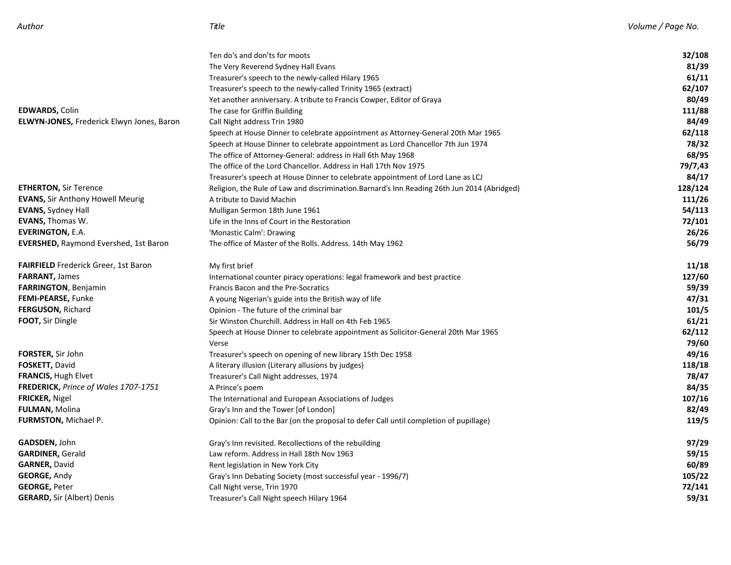| Author | Title | Volume / Page No. |
|---|---|---|
| | Ten do's and don'ts for moots | **32/108** |
| | The Very Reverend Sydney Hall Evans | **81/39** |
| | Treasurer's speech to the newly-called Hilary 1965 | **61/11** |
| | Treasurer's speech to the newly-called Trinity 1965 (extract) | **62/107** |
| | Yet another anniversary. A tribute to Francis Cowper, Editor of Graya | **80/49** |
| **EDWARDS,** Colin | The case for Griffin Building | **111/88** |
| **ELWYN-JONES,** Frederick Elwyn Jones, Baron | Call Night address Trin 1980 | **84/49** |
| | Speech at House Dinner to celebrate appointment as Attorney-General 20th Mar 1965 | **62/118** |
| | Speech at House Dinner to celebrate appointment as Lord Chancellor 7th Jun 1974 | **78/32** |
| | The office of Attorney-General: address in Hall 6th May 1968 | **68/95** |
| | The office of the Lord Chancellor. Address in Hall 17th Nov 1975 | **79/7,43** |
| | Treasurer's speech at House Dinner to celebrate appointment of Lord Lane as LCJ | **84/17** |
| **ETHERTON,** Sir Terence | Religion, the Rule of Law and discrimination.Barnard's Inn Reading 26th Jun 2014 (Abridged) | **128/124** |
| **EVANS,** Sir Anthony Howell Meurig | A tribute to David Machin | **111/26** |
| **EVANS,** Sydney Hall | Mulligan Sermon 18th June 1961 | **54/113** |
| **EVANS,** Thomas W. | Life in the Inns of Court in the Restoration | **72/101** |
| **EVERINGTON,** E.A. | 'Monastic Calm': Drawing | **26/26** |
| **EVERSHED,** Raymond Evershed, 1st Baron | The office of Master of the Rolls. Address. 14th May 1962 | **56/79** |
| **FAIRFIELD** Frederick Greer, 1st Baron | My first brief | **11/18** |
| **FARRANT,** James | International counter piracy operations: legal framework and best practice | **127/60** |
| **FARRINGTON**, Benjamin | Francis Bacon and the Pre-Socratics | **59/39** |
| **FEMI-PEARSE,** Funke | A young Nigerian's guide into the British way of life | **47/31** |
| **FERGUSON,** Richard | Opinion - The future of the criminal bar | **101/5** |
| **FOOT,** Sir Dingle | Sir Winston Churchill. Address in Hall on 4th Feb 1965 | **61/21** |
| | Speech at House Dinner to celebrate appointment as Solicitor-General 20th Mar 1965 | **62/112** |
| | Verse | **79/60** |
| **FORSTER,** Sir John | Treasurer's speech on opening of new library 15th Dec 1958 | **49/16** |
| **FOSKETT,** David | A literary illusion (Literary allusions by judges) | **118/18** |
| **FRANCIS,** Hugh Elvet | Treasurer's Call Night addresses, 1974 | **78/47** |
| **FREDERICK,** *Prince of Wales 1707-1751* | A Prince's poem | **84/35** |
| **FRICKER,** Nigel | The International and European Associations of Judges | **107/16** |
| **FULMAN,** Molina | Gray's Inn and the Tower [of London] | **82/49** |
| **FURMSTON,** Michael P. | Opinion: Call to the Bar (on the proposal to defer Call until completion of pupillage) | **119/5** |
| **GADSDEN,** John | Gray's Inn revisited. Recollections of the rebuilding | **97/29** |
| **GARDINER,** Gerald | Law reform. Address in Hall 18th Nov 1963 | **59/15** |
| **GARNER,** David | Rent legislation in New York City | **60/89** |
| **GEORGE,** Andy | Gray's Inn Debating Society (most successful year - 1996/7) | **105/22** |
| **GEORGE,** Peter | Call Night verse, Trin 1970 | **72/141** |
| **GERARD,** Sir (Albert) Denis | Treasurer's Call Night speech Hilary 1964 | **59/31** |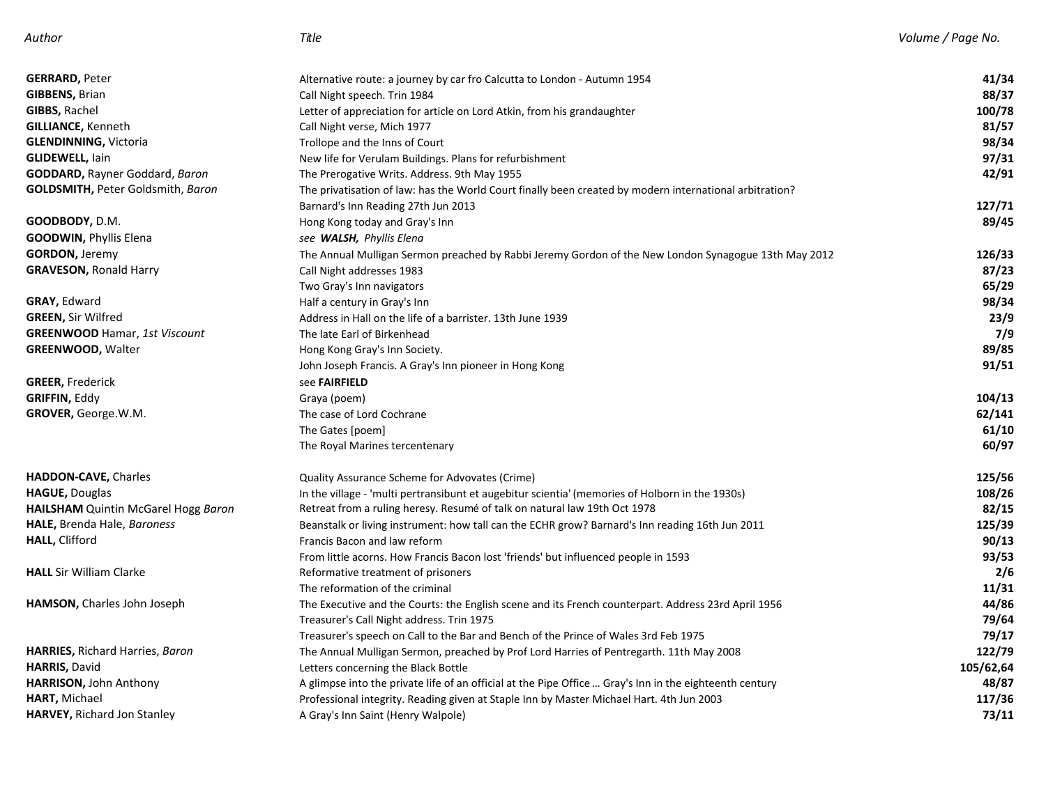| Author | Title | Volume / Page No. |
| --- | --- | --- |
| **GERRARD,** Peter | Alternative route: a journey by car fro Calcutta to London - Autumn 1954 | **41/34** |
| **GIBBENS,** Brian | Call Night speech. Trin 1984 | **88/37** |
| **GIBBS,** Rachel | Letter of appreciation for article on Lord Atkin, from his grandaughter | **100/78** |
| **GILLIANCE,** Kenneth | Call Night verse, Mich 1977 | **81/57** |
| **GLENDINNING,** Victoria | Trollope and the Inns of Court | **98/34** |
| **GLIDEWELL,** Iain | New life for Verulam Buildings. Plans for refurbishment | **97/31** |
| **GODDARD,** Rayner Goddard, *Baron* | The Prerogative Writs. Address. 9th May 1955 | **42/91** |
| **GOLDSMITH,** Peter Goldsmith, *Baron* | The privatisation of law: has the World Court finally been created by modern international arbitration? Barnard's Inn Reading 27th Jun 2013 | **127/71** |
| **GOODBODY,** D.M. | Hong Kong today and Gray's Inn | **89/45** |
| **GOODWIN,** Phyllis Elena | *see **WALSH,** Phyllis Elena* | |
| **GORDON,** Jeremy | The Annual Mulligan Sermon preached by Rabbi Jeremy Gordon of the New London Synagogue 13th May 2012 | **126/33** |
| **GRAVESON,** Ronald Harry | Call Night addresses 1983 | **87/23** |
| | Two Gray's Inn navigators | **65/29** |
| **GRAY,** Edward | Half a century in Gray's Inn | **98/34** |
| **GREEN,** Sir Wilfred | Address in Hall on the life of a barrister. 13th June 1939 | **23/9** |
| **GREENWOOD** Hamar, *1st Viscount* | The late Earl of Birkenhead | **7/9** |
| **GREENWOOD,** Walter | Hong Kong Gray's Inn Society. | **89/85** |
| | John Joseph Francis. A Gray's Inn pioneer in Hong Kong | **91/51** |
| **GREER,** Frederick | see **FAIRFIELD** | |
| **GRIFFIN,** Eddy | Graya (poem) | **104/13** |
| **GROVER,** George.W.M. | The case of Lord Cochrane | **62/141** |
| | The Gates [poem] | **61/10** |
| | The Royal Marines tercentenary | **60/97** |
| **HADDON-CAVE,** Charles | Quality Assurance Scheme for Advovates (Crime) | **125/56** |
| **HAGUE,** Douglas | In the village - 'multi pertransibunt et augebitur scientia' (memories of Holborn in the 1930s) | **108/26** |
| **HAILSHAM** Quintin McGarel Hogg *Baron* | Retreat from a ruling heresy. Resumé of talk on natural law 19th Oct 1978 | **82/15** |
| **HALE,** Brenda Hale, *Baroness* | Beanstalk or living instrument: how tall can the ECHR grow? Barnard's Inn reading 16th Jun 2011 | **125/39** |
| **HALL,** Clifford | Francis Bacon and law reform | **90/13** |
| | From little acorns. How Francis Bacon lost 'friends' but influenced people in 1593 | **93/53** |
| **HALL** Sir William Clarke | Reformative treatment of prisoners | **2/6** |
| | The reformation of the criminal | **11/31** |
| **HAMSON,** Charles John Joseph | The Executive and the Courts: the English scene and its French counterpart. Address 23rd April 1956 | **44/86** |
| | Treasurer's Call Night address. Trin 1975 | **79/64** |
| | Treasurer's speech on Call to the Bar and Bench of the Prince of Wales 3rd Feb 1975 | **79/17** |
| **HARRIES,** Richard Harries, *Baron* | The Annual Mulligan Sermon, preached by Prof Lord Harries of Pentregarth. 11th May 2008 | **122/79** |
| **HARRIS,** David | Letters concerning the Black Bottle | **105/62,64** |
| **HARRISON,** John Anthony | A glimpse into the private life of an official at the Pipe Office … Gray's Inn in the eighteenth century | **48/87** |
| **HART,** Michael | Professional integrity. Reading given at Staple Inn by Master Michael Hart. 4th Jun 2003 | **117/36** |
| **HARVEY,** Richard Jon Stanley | A Gray's Inn Saint (Henry Walpole) | **73/11** |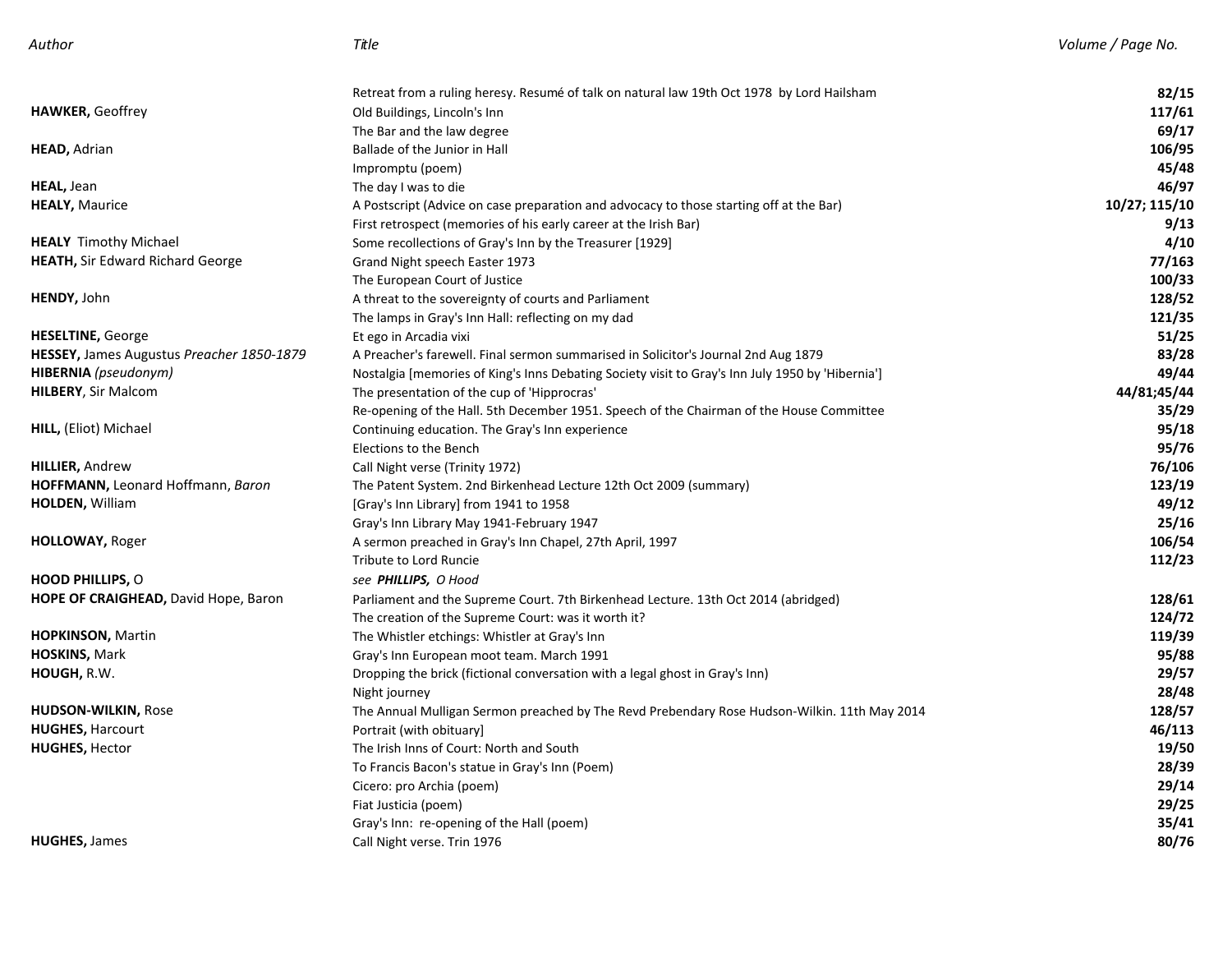| Author | Title | Volume / Page No. |
|---|---|---|
| | Retreat from a ruling heresy. Resumé of talk on natural law 19th Oct 1978 by Lord Hailsham | **82/15** |
| **HAWKER,** Geoffrey | Old Buildings, Lincoln's Inn | **117/61** |
| | The Bar and the law degree | **69/17** |
| **HEAD,** Adrian | Ballade of the Junior in Hall | **106/95** |
| | Impromptu (poem) | **45/48** |
| **HEAL,** Jean | The day I was to die | **46/97** |
| **HEALY,** Maurice | A Postscript (Advice on case preparation and advocacy to those starting off at the Bar) | **10/27; 115/10** |
| | First retrospect (memories of his early career at the Irish Bar) | **9/13** |
| **HEALY** Timothy Michael | Some recollections of Gray's Inn by the Treasurer [1929] | **4/10** |
| **HEATH,** Sir Edward Richard George | Grand Night speech Easter 1973 | **77/163** |
| | The European Court of Justice | **100/33** |
| **HENDY,** John | A threat to the sovereignty of courts and Parliament | **128/52** |
| | The lamps in Gray's Inn Hall: reflecting on my dad | **121/35** |
| **HESELTINE,** George | Et ego in Arcadia vixi | **51/25** |
| **HESSEY,** James Augustus *Preacher 1850-1879* | A Preacher's farewell. Final sermon summarised in Solicitor's Journal 2nd Aug 1879 | **83/28** |
| **HIBERNIA** *(pseudonym)* | Nostalgia [memories of King's Inns Debating Society visit to Gray's Inn July 1950 by 'Hibernia'] | **49/44** |
| **HILBERY**, Sir Malcom | The presentation of the cup of 'Hipprocras' | **44/81;45/44** |
| | Re-opening of the Hall. 5th December 1951. Speech of the Chairman of the House Committee | **35/29** |
| **HILL,** (Eliot) Michael | Continuing education. The Gray's Inn experience | **95/18** |
| | Elections to the Bench | **95/76** |
| **HILLIER,** Andrew | Call Night verse (Trinity 1972) | **76/106** |
| **HOFFMANN,** Leonard Hoffmann, *Baron* | The Patent System. 2nd Birkenhead Lecture 12th Oct 2009 (summary) | **123/19** |
| **HOLDEN,** William | [Gray's Inn Library] from 1941 to 1958 | **49/12** |
| | Gray's Inn Library May 1941-February 1947 | **25/16** |
| **HOLLOWAY,** Roger | A sermon preached in Gray's Inn Chapel, 27th April, 1997 | **106/54** |
| | Tribute to Lord Runcie | **112/23** |
| **HOOD PHILLIPS,** O | *see* ***PHILLIPS,*** *O Hood* | |
| **HOPE OF CRAIGHEAD,** David Hope, Baron | Parliament and the Supreme Court. 7th Birkenhead Lecture. 13th Oct 2014 (abridged) | **128/61** |
| | The creation of the Supreme Court: was it worth it? | **124/72** |
| **HOPKINSON,** Martin | The Whistler etchings: Whistler at Gray's Inn | **119/39** |
| **HOSKINS,** Mark | Gray's Inn European moot team. March 1991 | **95/88** |
| **HOUGH,** R.W. | Dropping the brick (fictional conversation with a legal ghost in Gray's Inn) | **29/57** |
| | Night journey | **28/48** |
| **HUDSON-WILKIN,** Rose | The Annual Mulligan Sermon preached by The Revd Prebendary Rose Hudson-Wilkin. 11th May 2014 | **128/57** |
| **HUGHES,** Harcourt | Portrait (with obituary] | **46/113** |
| **HUGHES,** Hector | The Irish Inns of Court: North and South | **19/50** |
| | To Francis Bacon's statue in Gray's Inn (Poem) | **28/39** |
| | Cicero: pro Archia (poem) | **29/14** |
| | Fiat Justicia (poem) | **29/25** |
| | Gray's Inn: re-opening of the Hall (poem) | **35/41** |
| **HUGHES,** James | Call Night verse. Trin 1976 | **80/76** |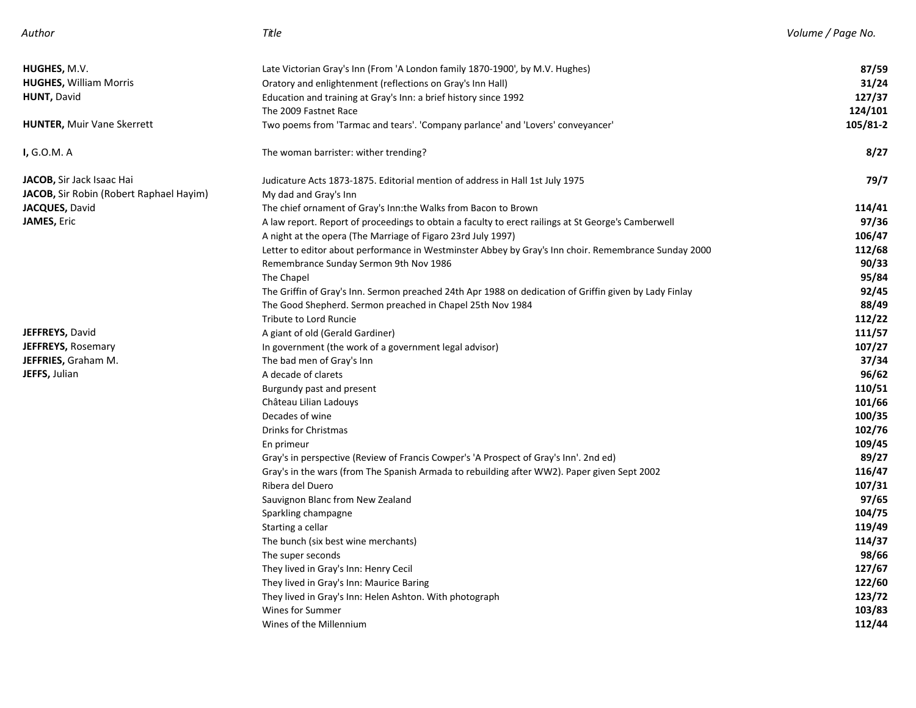| *Author* | *Title* | *Volume / Page No.* |
|---|---|---|
| **HUGHES,** M.V. | Late Victorian Gray's Inn (From 'A London family 1870-1900', by M.V. Hughes) | **87/59** |
| **HUGHES,** William Morris | Oratory and enlightenment (reflections on Gray's Inn Hall) | **31/24** |
| **HUNT,** David | Education and training at Gray's Inn: a brief history since 1992 | **127/37** |
| | The 2009 Fastnet Race | **124/101** |
| **HUNTER,** Muir Vane Skerrett | Two poems from 'Tarmac and tears'. 'Company parlance' and 'Lovers' conveyancer' | **105/81-2** |
| **I,** G.O.M. A | The woman barrister: wither trending? | **8/27** |
| **JACOB,** Sir Jack Isaac Hai | Judicature Acts 1873-1875. Editorial mention of address in Hall 1st July 1975 | **79/7** |
| **JACOB,** Sir Robin (Robert Raphael Hayim) | My dad and Gray's Inn | |
| **JACQUES,** David | The chief ornament of Gray's Inn:the Walks from Bacon to Brown | **114/41** |
| **JAMES,** Eric | A law report. Report of proceedings to obtain a faculty to erect railings at St George's Camberwell | **97/36** |
| | A night at the opera (The Marriage of Figaro 23rd July 1997) | **106/47** |
| | Letter to editor about performance in Westminster Abbey by Gray's Inn choir. Remembrance Sunday 2000 | **112/68** |
| | Remembrance Sunday Sermon 9th Nov 1986 | **90/33** |
| | The Chapel | **95/84** |
| | The Griffin of Gray's Inn. Sermon preached 24th Apr 1988 on dedication of Griffin given by Lady Finlay | **92/45** |
| | The Good Shepherd. Sermon preached in Chapel 25th Nov 1984 | **88/49** |
| | Tribute to Lord Runcie | **112/22** |
| **JEFFREYS,** David | A giant of old (Gerald Gardiner) | **111/57** |
| **JEFFREYS,** Rosemary | In government (the work of a government legal advisor) | **107/27** |
| **JEFFRIES,** Graham M. | The bad men of Gray's Inn | **37/34** |
| **JEFFS,** Julian | A decade of clarets | **96/62** |
| | Burgundy past and present | **110/51** |
| | Château Lilian Ladouys | **101/66** |
| | Decades of wine | **100/35** |
| | Drinks for Christmas | **102/76** |
| | En primeur | **109/45** |
| | Gray's in perspective (Review of Francis Cowper's 'A Prospect of Gray's Inn'. 2nd ed) | **89/27** |
| | Gray's in the wars (from The Spanish Armada to rebuilding after WW2). Paper given Sept 2002 | **116/47** |
| | Ribera del Duero | **107/31** |
| | Sauvignon Blanc from New Zealand | **97/65** |
| | Sparkling champagne | **104/75** |
| | Starting a cellar | **119/49** |
| | The bunch (six best wine merchants) | **114/37** |
| | The super seconds | **98/66** |
| | They lived in Gray's Inn: Henry Cecil | **127/67** |
| | They lived in Gray's Inn: Maurice Baring | **122/60** |
| | They lived in Gray's Inn: Helen Ashton. With photograph | **123/72** |
| | Wines for Summer | **103/83** |
| | Wines of the Millennium | **112/44** |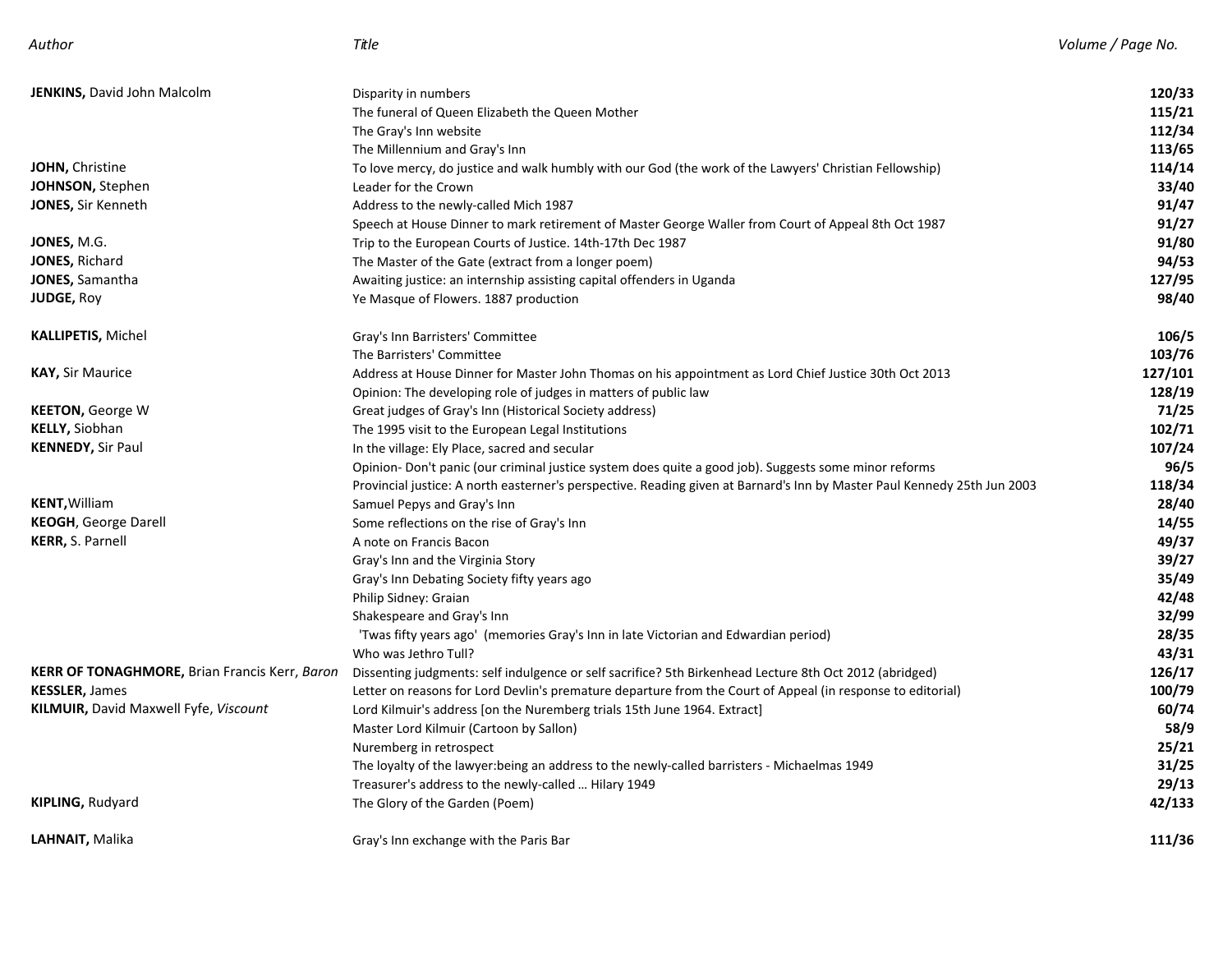| Author | Title | Volume / Page No. |
|---|---|---|
| **JENKINS,** David John Malcolm | Disparity in numbers | **120/33** |
| | The funeral of Queen Elizabeth the Queen Mother | **115/21** |
| | The Gray's Inn website | **112/34** |
| | The Millennium and Gray's Inn | **113/65** |
| **JOHN,** Christine | To love mercy, do justice and walk humbly with our God (the work of the Lawyers' Christian Fellowship) | **114/14** |
| **JOHNSON,** Stephen | Leader for the Crown | **33/40** |
| **JONES,** Sir Kenneth | Address to the newly-called Mich 1987 | **91/47** |
| | Speech at House Dinner to mark retirement of Master George Waller from Court of Appeal 8th Oct 1987 | **91/27** |
| **JONES,** M.G. | Trip to the European Courts of Justice. 14th-17th Dec 1987 | **91/80** |
| **JONES,** Richard | The Master of the Gate (extract from a longer poem) | **94/53** |
| **JONES,** Samantha | Awaiting justice: an internship assisting capital offenders in Uganda | **127/95** |
| **JUDGE,** Roy | Ye Masque of Flowers. 1887 production | **98/40** |
| **KALLIPETIS,** Michel | Gray's Inn Barristers' Committee | **106/5** |
| | The Barristers' Committee | **103/76** |
| **KAY,** Sir Maurice | Address at House Dinner for Master John Thomas on his appointment as Lord Chief Justice 30th Oct 2013 | **127/101** |
| | Opinion: The developing role of judges in matters of public law | **128/19** |
| **KEETON,** George W | Great judges of Gray's Inn (Historical Society address) | **71/25** |
| **KELLY,** Siobhan | The 1995 visit to the European Legal Institutions | **102/71** |
| **KENNEDY,** Sir Paul | In the village: Ely Place, sacred and secular | **107/24** |
| | Opinion- Don't panic (our criminal justice system does quite a good job). Suggests some minor reforms | **96/5** |
| | Provincial justice: A north easterner's perspective. Reading given at Barnard's Inn by Master Paul Kennedy 25th Jun 2003 | **118/34** |
| **KENT,** William | Samuel Pepys and Gray's Inn | **28/40** |
| **KEOGH**, George Darell | Some reflections on the rise of Gray's Inn | **14/55** |
| **KERR,** S. Parnell | A note on Francis Bacon | **49/37** |
| | Gray's Inn and the Virginia Story | **39/27** |
| | Gray's Inn Debating Society fifty years ago | **35/49** |
| | Philip Sidney: Graian | **42/48** |
| | Shakespeare and Gray's Inn | **32/99** |
| | 'Twas fifty years ago' (memories Gray's Inn in late Victorian and Edwardian period) | **28/35** |
| | Who was Jethro Tull? | **43/31** |
| **KERR OF TONAGHMORE,** Brian Francis Kerr, *Baron* | Dissenting judgments: self indulgence or self sacrifice? 5th Birkenhead Lecture 8th Oct 2012 (abridged) | **126/17** |
| **KESSLER,** James | Letter on reasons for Lord Devlin's premature departure from the Court of Appeal (in response to editorial) | **100/79** |
| **KILMUIR,** David Maxwell Fyfe, *Viscount* | Lord Kilmuir's address [on the Nuremberg trials 15th June 1964. Extract] | **60/74** |
| | Master Lord Kilmuir (Cartoon by Sallon) | **58/9** |
| | Nuremberg in retrospect | **25/21** |
| | The loyalty of the lawyer:being an address to the newly-called barristers - Michaelmas 1949 | **31/25** |
| | Treasurer's address to the newly-called … Hilary 1949 | **29/13** |
| **KIPLING,** Rudyard | The Glory of the Garden (Poem) | **42/133** |
| **LAHNAIT,** Malika | Gray's Inn exchange with the Paris Bar | **111/36** |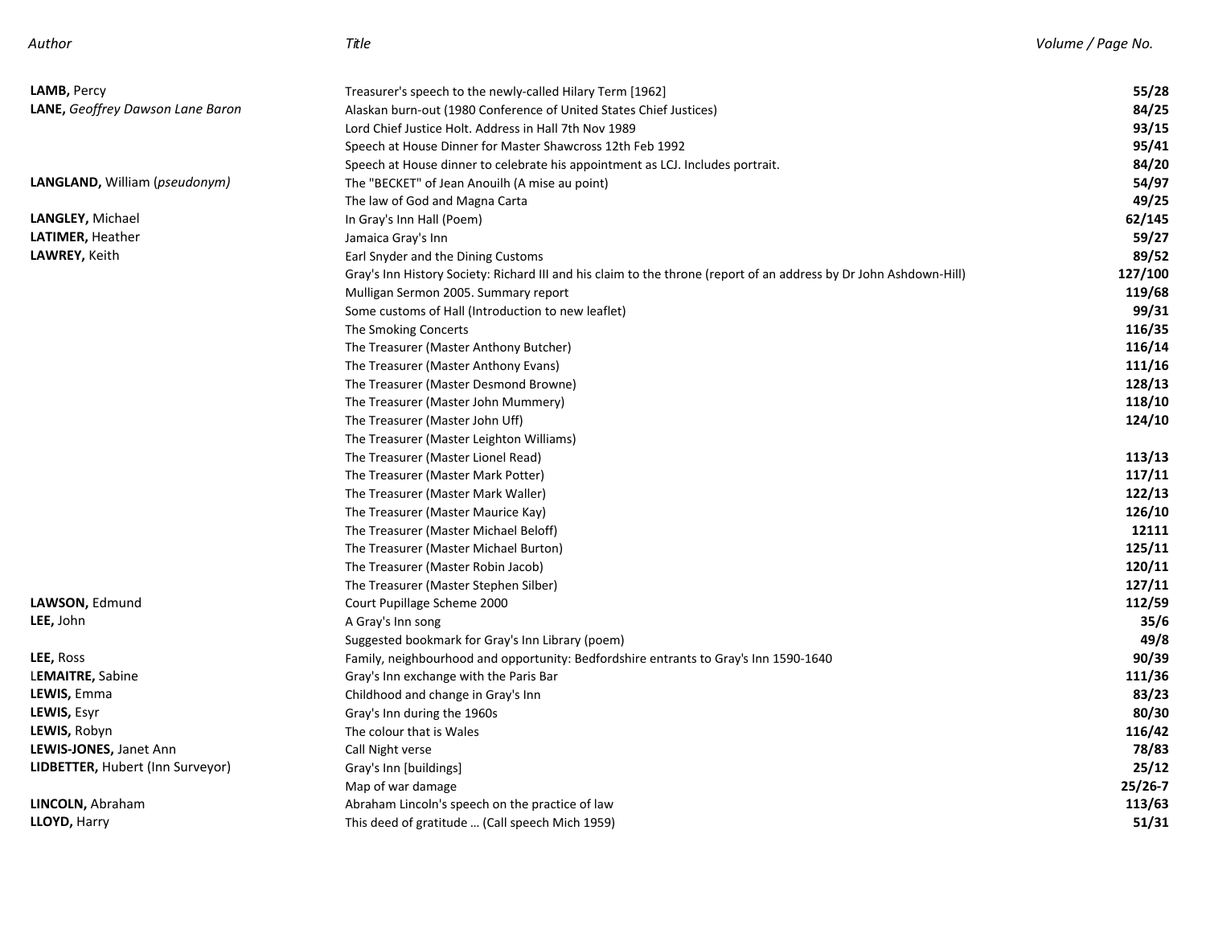| *Author* | *Title* | *Volume / Page No.* |
|---|---|---|
| **LAMB,** Percy | Treasurer's speech to the newly-called Hilary Term [1962] | **55/28** |
| **LANE,** *Geoffrey Dawson Lane Baron* | Alaskan burn-out (1980 Conference of United States Chief Justices) | **84/25** |
| | Lord Chief Justice Holt. Address in Hall 7th Nov 1989 | **93/15** |
| | Speech at House Dinner for Master Shawcross 12th Feb 1992 | **95/41** |
| | Speech at House dinner to celebrate his appointment as LCJ. Includes portrait. | **84/20** |
| **LANGLAND,** William (*pseudonym)* | The "BECKET" of Jean Anouilh (A mise au point) | **54/97** |
| | The law of God and Magna Carta | **49/25** |
| **LANGLEY,** Michael | In Gray's Inn Hall (Poem) | **62/145** |
| **LATIMER,** Heather | Jamaica Gray's Inn | **59/27** |
| **LAWREY,** Keith | Earl Snyder and the Dining Customs | **89/52** |
| | Gray's Inn History Society: Richard III and his claim to the throne (report of an address by Dr John Ashdown-Hill) | **127/100** |
| | Mulligan Sermon 2005. Summary report | **119/68** |
| | Some customs of Hall (Introduction to new leaflet) | **99/31** |
| | The Smoking Concerts | **116/35** |
| | The Treasurer (Master Anthony Butcher) | **116/14** |
| | The Treasurer (Master Anthony Evans) | **111/16** |
| | The Treasurer (Master Desmond Browne) | **128/13** |
| | The Treasurer (Master John Mummery) | **118/10** |
| | The Treasurer (Master John Uff) | **124/10** |
| | The Treasurer (Master Leighton Williams) | |
| | The Treasurer (Master Lionel Read) | **113/13** |
| | The Treasurer (Master Mark Potter) | **117/11** |
| | The Treasurer (Master Mark Waller) | **122/13** |
| | The Treasurer (Master Maurice Kay) | **126/10** |
| | The Treasurer (Master Michael Beloff) | **12111** |
| | The Treasurer (Master Michael Burton) | **125/11** |
| | The Treasurer (Master Robin Jacob) | **120/11** |
| | The Treasurer (Master Stephen Silber) | **127/11** |
| **LAWSON,** Edmund | Court Pupillage Scheme 2000 | **112/59** |
| **LEE,** John | A Gray's Inn song | **35/6** |
| | Suggested bookmark for Gray's Inn Library (poem) | **49/8** |
| **LEE,** Ross | Family, neighbourhood and opportunity: Bedfordshire entrants to Gray's Inn 1590-1640 | **90/39** |
| L**EMAITRE,** Sabine | Gray's Inn exchange with the Paris Bar | **111/36** |
| **LEWIS,** Emma | Childhood and change in Gray's Inn | **83/23** |
| **LEWIS,** Esyr | Gray's Inn during the 1960s | **80/30** |
| **LEWIS,** Robyn | The colour that is Wales | **116/42** |
| **LEWIS-JONES,** Janet Ann | Call Night verse | **78/83** |
| **LIDBETTER,** Hubert (Inn Surveyor) | Gray's Inn [buildings] | **25/12** |
| | Map of war damage | **25/26-7** |
| **LINCOLN,** Abraham | Abraham Lincoln's speech on the practice of law | **113/63** |
| **LLOYD,** Harry | This deed of gratitude … (Call speech Mich 1959) | **51/31** |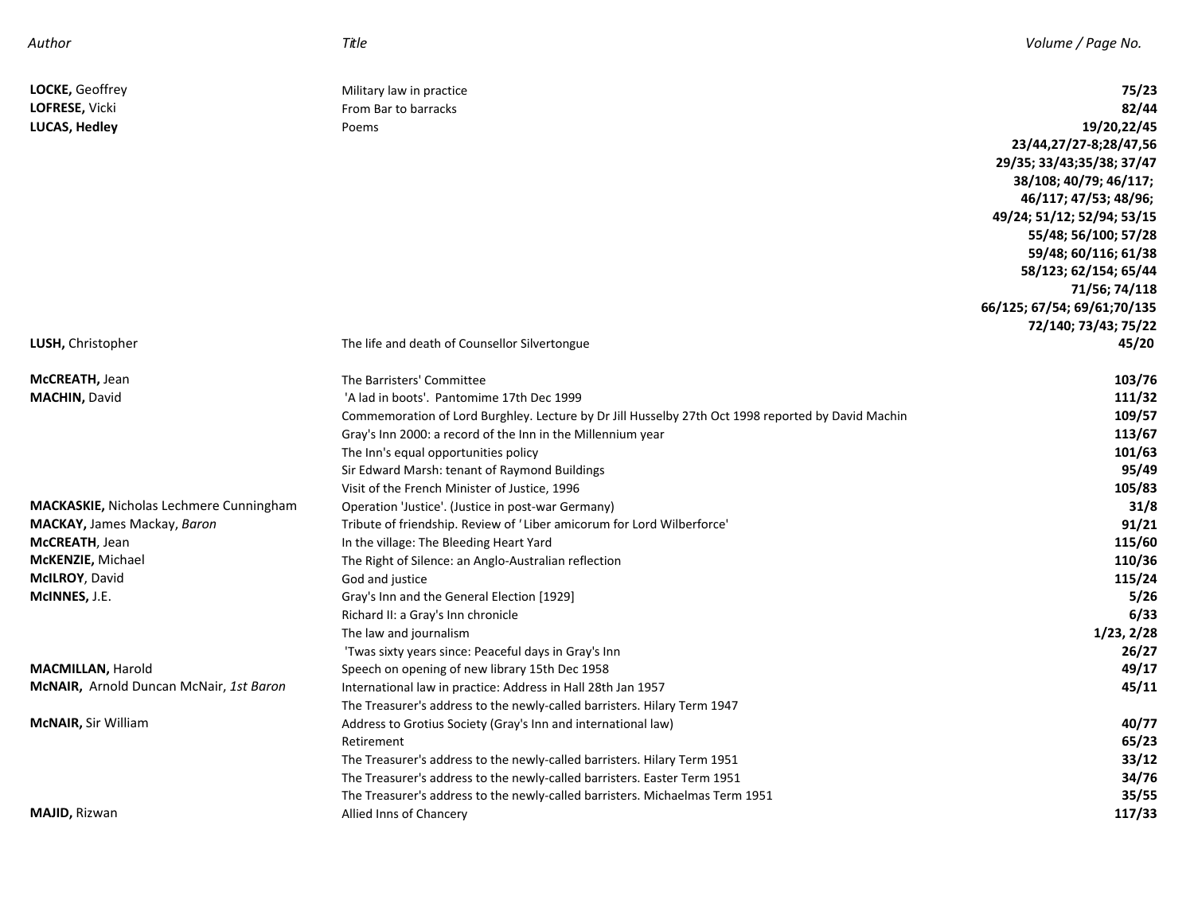| Author | Title | Volume / Page No. |
|---|---|---|
| **LOCKE,** Geoffrey | Military law in practice | **75/23** |
| **LOFRESE,** Vicki | From Bar to barracks | **82/44** |
| **LUCAS, Hedley** | Poems | **19/20,22/45** |
| | | **23/44,27/27-8;28/47,56** |
| | | **29/35; 33/43;35/38; 37/47** |
| | | **38/108; 40/79; 46/117;** |
| | | **46/117; 47/53; 48/96;** |
| | | **49/24; 51/12; 52/94; 53/15** |
| | | **55/48; 56/100; 57/28** |
| | | **59/48; 60/116; 61/38** |
| | | **58/123; 62/154; 65/44** |
| | | **71/56; 74/118** |
| | | **66/125; 67/54; 69/61;70/135** |
| | | **72/140; 73/43; 75/22** |
| **LUSH,** Christopher | The life and death of Counsellor Silvertongue | **45/20** |
| **McCREATH,** Jean | The Barristers' Committee | **103/76** |
| **MACHIN,** David | 'A lad in boots'. Pantomime 17th Dec 1999 | **111/32** |
| | Commemoration of Lord Burghley. Lecture by Dr Jill Husselby 27th Oct 1998 reported by David Machin | **109/57** |
| | Gray's Inn 2000: a record of the Inn in the Millennium year | **113/67** |
| | The Inn's equal opportunities policy | **101/63** |
| | Sir Edward Marsh: tenant of Raymond Buildings | **95/49** |
| | Visit of the French Minister of Justice, 1996 | **105/83** |
| **MACKASKIE,** Nicholas Lechmere Cunningham | Operation 'Justice'. (Justice in post-war Germany) | **31/8** |
| **MACKAY,** James Mackay, *Baron* | Tribute of friendship. Review of ' Liber amicorum for Lord Wilberforce' | **91/21** |
| **McCREATH**, Jean | In the village: The Bleeding Heart Yard | **115/60** |
| **McKENZIE,** Michael | The Right of Silence: an Anglo-Australian reflection | **110/36** |
| **McILROY**, David | God and justice | **115/24** |
| **McINNES,** J.E. | Gray's Inn and the General Election [1929] | **5/26** |
| | Richard II: a Gray's Inn chronicle | **6/33** |
| | The law and journalism | **1/23, 2/28** |
| | 'Twas sixty years since: Peaceful days in Gray's Inn | **26/27** |
| **MACMILLAN,** Harold | Speech on opening of new library 15th Dec 1958 | **49/17** |
| **McNAIR,** Arnold Duncan McNair, *1st Baron* | International law in practice: Address in Hall 28th Jan 1957 | **45/11** |
| | The Treasurer's address to the newly-called barristers. Hilary Term 1947 | |
| **McNAIR,** Sir William | Address to Grotius Society (Gray's Inn and international law) | **40/77** |
| | Retirement | **65/23** |
| | The Treasurer's address to the newly-called barristers. Hilary Term 1951 | **33/12** |
| | The Treasurer's address to the newly-called barristers. Easter Term 1951 | **34/76** |
| | The Treasurer's address to the newly-called barristers. Michaelmas Term 1951 | **35/55** |
| **MAJID,** Rizwan | Allied Inns of Chancery | **117/33** |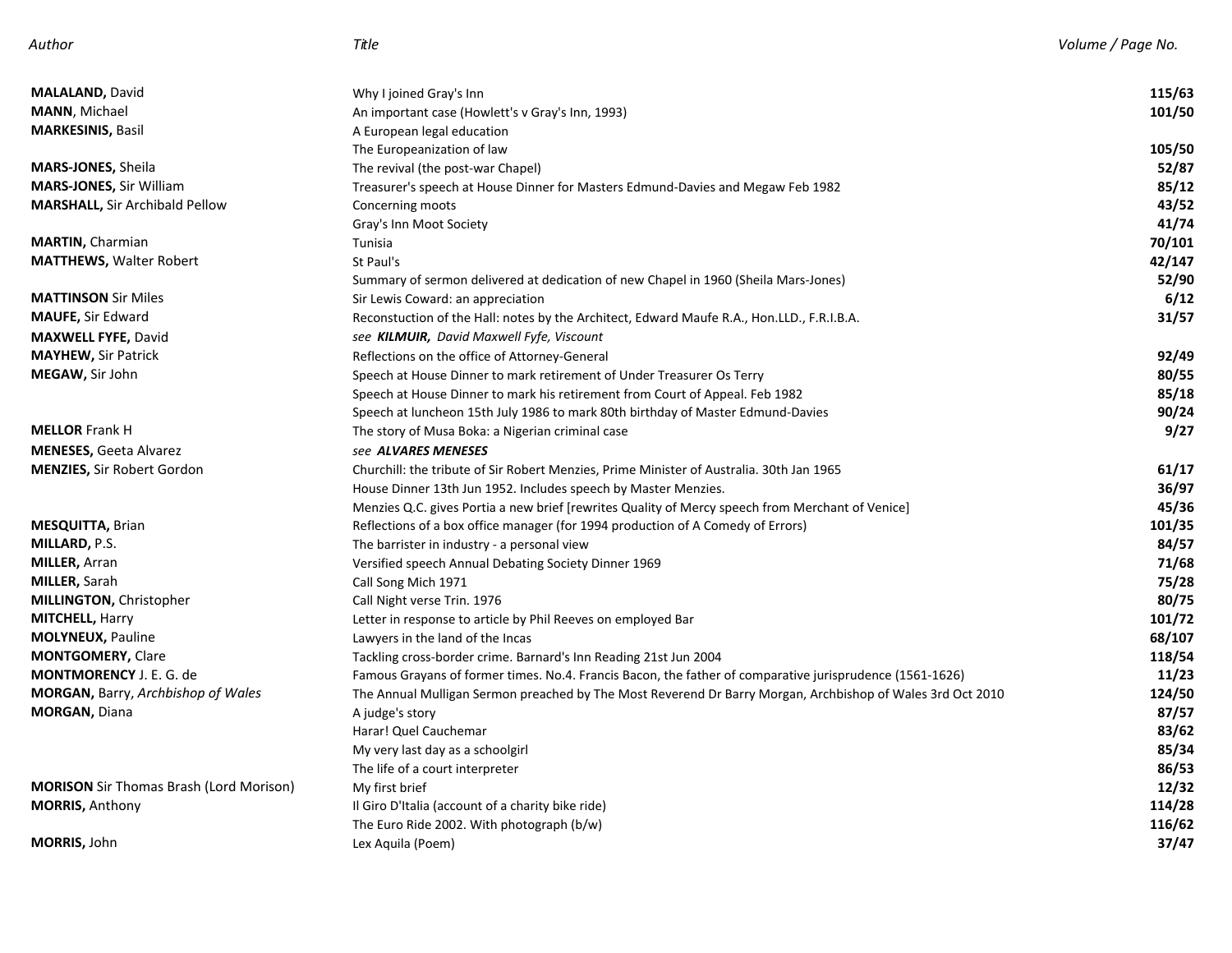| Author | Title | Volume / Page No. |
|---|---|---|
| **MALALAND,** David | Why I joined Gray's Inn | **115/63** |
| **MANN**, Michael | An important case (Howlett's v Gray's Inn, 1993) | **101/50** |
| **MARKESINIS,** Basil | A European legal education | |
| | The Europeanization of law | **105/50** |
| **MARS-JONES,** Sheila | The revival (the post-war Chapel) | **52/87** |
| **MARS-JONES,** Sir William | Treasurer's speech at House Dinner for Masters Edmund-Davies and Megaw Feb 1982 | **85/12** |
| **MARSHALL,** Sir Archibald Pellow | Concerning moots | **43/52** |
| | Gray's Inn Moot Society | **41/74** |
| **MARTIN,** Charmian | Tunisia | **70/101** |
| **MATTHEWS,** Walter Robert | St Paul's | **42/147** |
| | Summary of sermon delivered at dedication of new Chapel in 1960 (Sheila Mars-Jones) | **52/90** |
| **MATTINSON** Sir Miles | Sir Lewis Coward: an appreciation | **6/12** |
| **MAUFE,** Sir Edward | Reconstuction of the Hall: notes by the Architect, Edward Maufe R.A., Hon.LLD., F.R.I.B.A. | **31/57** |
| **MAXWELL FYFE,** David | *see* ***KILMUIR,*** *David Maxwell Fyfe, Viscount* | |
| **MAYHEW,** Sir Patrick | Reflections on the office of Attorney-General | **92/49** |
| **MEGAW,** Sir John | Speech at House Dinner to mark retirement of Under Treasurer Os Terry | **80/55** |
| | Speech at House Dinner to mark his retirement from Court of Appeal. Feb 1982 | **85/18** |
| | Speech at luncheon 15th July 1986 to mark 80th birthday of Master Edmund-Davies | **90/24** |
| **MELLOR** Frank H | The story of Musa Boka: a Nigerian criminal case | **9/27** |
| **MENESES,** Geeta Alvarez | *see* ***ALVARES MENESES*** | |
| **MENZIES,** Sir Robert Gordon | Churchill: the tribute of Sir Robert Menzies, Prime Minister of Australia. 30th Jan 1965 | **61/17** |
| | House Dinner 13th Jun 1952. Includes speech by Master Menzies. | **36/97** |
| | Menzies Q.C. gives Portia a new brief [rewrites Quality of Mercy speech from Merchant of Venice] | **45/36** |
| **MESQUITTA,** Brian | Reflections of a box office manager (for 1994 production of A Comedy of Errors) | **101/35** |
| **MILLARD,** P.S. | The barrister in industry - a personal view | **84/57** |
| **MILLER,** Arran | Versified speech Annual Debating Society Dinner 1969 | **71/68** |
| **MILLER,** Sarah | Call Song Mich 1971 | **75/28** |
| **MILLINGTON,** Christopher | Call Night verse Trin. 1976 | **80/75** |
| **MITCHELL,** Harry | Letter in response to article by Phil Reeves on employed Bar | **101/72** |
| **MOLYNEUX,** Pauline | Lawyers in the land of the Incas | **68/107** |
| **MONTGOMERY,** Clare | Tackling cross-border crime. Barnard's Inn Reading 21st Jun 2004 | **118/54** |
| **MONTMORENCY** J. E. G. de | Famous Grayans of former times. No.4. Francis Bacon, the father of comparative jurisprudence (1561-1626) | **11/23** |
| **MORGAN,** Barry, *Archbishop of Wales* | The Annual Mulligan Sermon preached by The Most Reverend Dr Barry Morgan, Archbishop of Wales 3rd Oct 2010 | **124/50** |
| **MORGAN,** Diana | A judge's story | **87/57** |
| | Harar! Quel Cauchemar | **83/62** |
| | My very last day as a schoolgirl | **85/34** |
| | The life of a court interpreter | **86/53** |
| **MORISON** Sir Thomas Brash (Lord Morison) | My first brief | **12/32** |
| **MORRIS,** Anthony | Il Giro D'Italia (account of a charity bike ride) | **114/28** |
| | The Euro Ride 2002. With photograph (b/w) | **116/62** |
| **MORRIS,** John | Lex Aquila (Poem) | **37/47** |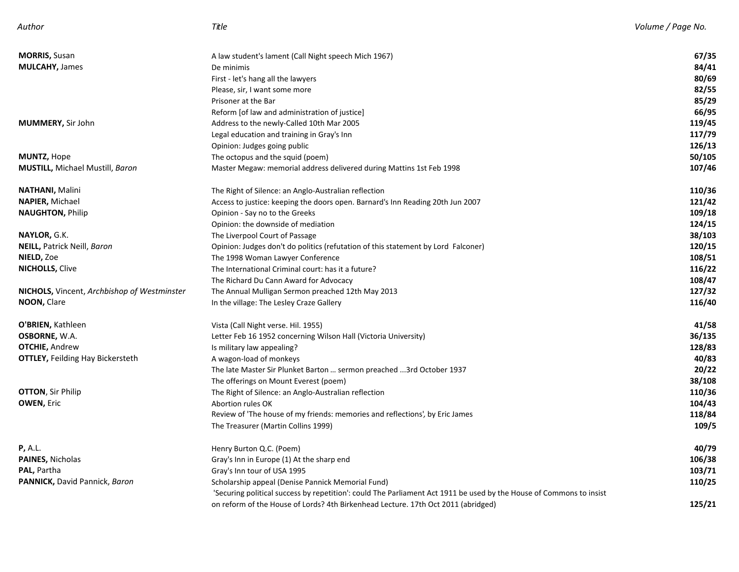| Author | Title | Volume / Page No. |
|---|---|---|
| **MORRIS,** Susan | A law student's lament (Call Night speech Mich 1967) | **67/35** |
| **MULCAHY,** James | De minimis | **84/41** |
| | First - let's hang all the lawyers | **80/69** |
| | Please, sir, I want some more | **82/55** |
| | Prisoner at the Bar | **85/29** |
| | Reform [of law and administration of justice] | **66/95** |
| **MUMMERY,** Sir John | Address to the newly-Called 10th Mar 2005 | **119/45** |
| | Legal education and training in Gray's Inn | **117/79** |
| | Opinion: Judges going public | **126/13** |
| **MUNTZ,** Hope | The octopus and the squid (poem) | **50/105** |
| **MUSTILL,** Michael Mustill, *Baron* | Master Megaw: memorial address delivered during Mattins 1st Feb 1998 | **107/46** |
| **NATHANI,** Malini | The Right of Silence: an Anglo-Australian reflection | **110/36** |
| **NAPIER,** Michael | Access to justice: keeping the doors open. Barnard's Inn Reading 20th Jun 2007 | **121/42** |
| **NAUGHTON,** Philip | Opinion - Say no to the Greeks | **109/18** |
| | Opinion: the downside of mediation | **124/15** |
| **NAYLOR,** G.K. | The Liverpool Court of Passage | **38/103** |
| **NEILL,** Patrick Neill, *Baron* | Opinion: Judges don't do politics (refutation of this statement by Lord Falconer) | **120/15** |
| **NIELD,** Zoe | The 1998 Woman Lawyer Conference | **108/51** |
| **NICHOLLS,** Clive | The International Criminal court: has it a future? | **116/22** |
| | The Richard Du Cann Award for Advocacy | **108/47** |
| **NICHOLS,** Vincent, *Archbishop of Westminster* | The Annual Mulligan Sermon preached 12th May 2013 | **127/32** |
| **NOON,** Clare | In the village: The Lesley Craze Gallery | **116/40** |
| **O'BRIEN,** Kathleen | Vista (Call Night verse. Hil. 1955) | **41/58** |
| **OSBORNE,** W.A. | Letter Feb 16 1952 concerning Wilson Hall (Victoria University) | **36/135** |
| **OTCHIE,** Andrew | Is military law appealing? | **128/83** |
| **OTTLEY,** Feilding Hay Bickersteth | A wagon-load of monkeys | **40/83** |
| | The late Master Sir Plunket Barton … sermon preached ...3rd October 1937 | **20/22** |
| | The offerings on Mount Everest (poem) | **38/108** |
| **OTTON**, Sir Philip | The Right of Silence: an Anglo-Australian reflection | **110/36** |
| **OWEN,** Eric | Abortion rules OK | **104/43** |
| | Review of 'The house of my friends: memories and reflections', by Eric James | **118/84** |
| | The Treasurer (Martin Collins 1999) | **109/5** |
| **P,** A.L. | Henry Burton Q.C. (Poem) | **40/79** |
| **PAINES,** Nicholas | Gray's Inn in Europe (1) At the sharp end | **106/38** |
| **PAL,** Partha | Gray's Inn tour of USA 1995 | **103/71** |
| **PANNICK,** David Pannick, *Baron* | Scholarship appeal (Denise Pannick Memorial Fund) | **110/25** |
| | 'Securing political success by repetition': could The Parliament Act 1911 be used by the House of Commons to insist on reform of the House of Lords? 4th Birkenhead Lecture. 17th Oct 2011 (abridged) | **125/21** |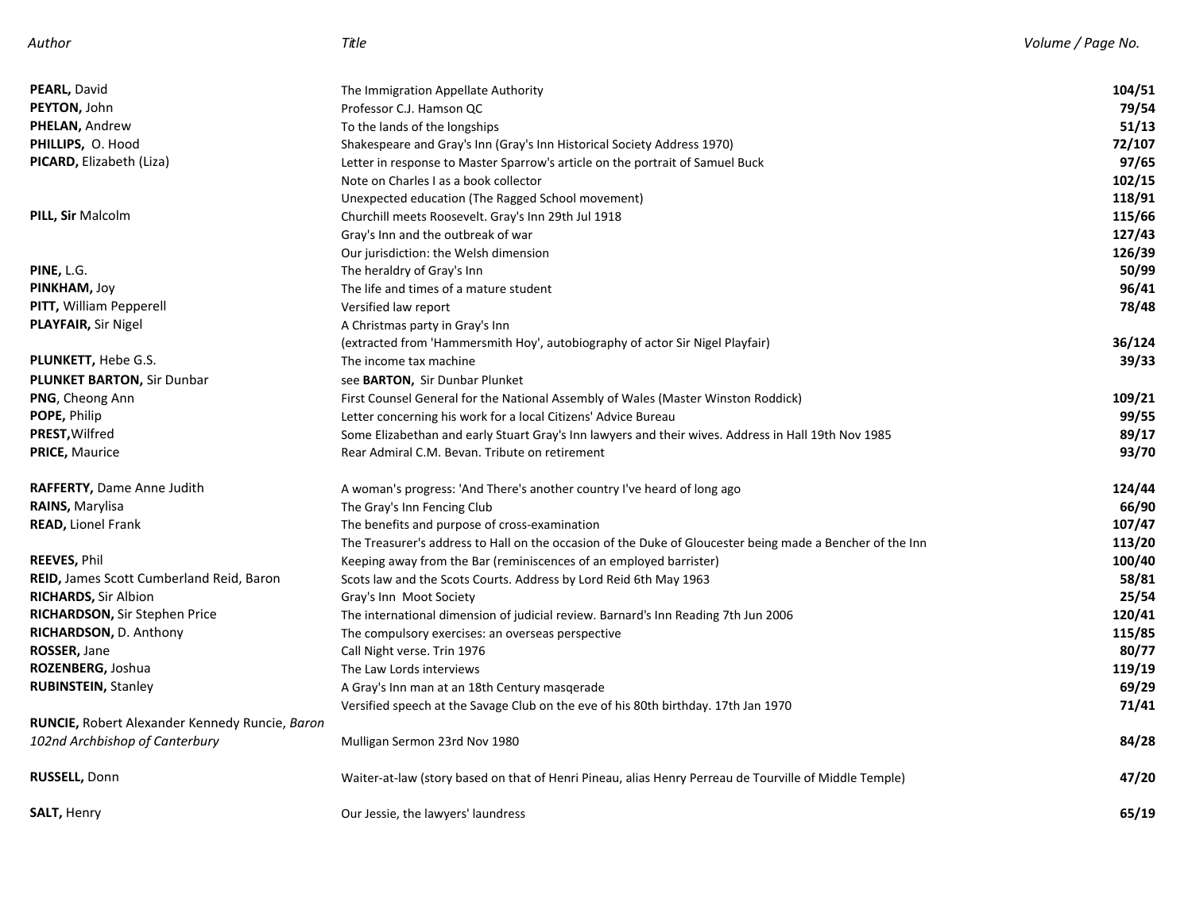| Author | Title | Volume / Page No. |
|---|---|---|
| **PEARL,** David | The Immigration Appellate Authority | **104/51** |
| **PEYTON,** John | Professor C.J. Hamson QC | **79/54** |
| **PHELAN,** Andrew | To the lands of the longships | **51/13** |
| **PHILLIPS,** O. Hood | Shakespeare and Gray's Inn (Gray's Inn Historical Society Address 1970) | **72/107** |
| **PICARD,** Elizabeth (Liza) | Letter in response to Master Sparrow's article on the portrait of Samuel Buck | **97/65** |
| | Note on Charles I as a book collector | **102/15** |
| | Unexpected education (The Ragged School movement) | **118/91** |
| **PILL, Sir** Malcolm | Churchill meets Roosevelt. Gray's Inn 29th Jul 1918 | **115/66** |
| | Gray's Inn and the outbreak of war | **127/43** |
| | Our jurisdiction: the Welsh dimension | **126/39** |
| **PINE,** L.G. | The heraldry of Gray's Inn | **50/99** |
| **PINKHAM,** Joy | The life and times of a mature student | **96/41** |
| **PITT,** William Pepperell | Versified law report | **78/48** |
| **PLAYFAIR,** Sir Nigel | A Christmas party in Gray's Inn (extracted from 'Hammersmith Hoy', autobiography of actor Sir Nigel Playfair) | **36/124** |
| **PLUNKETT,** Hebe G.S. | The income tax machine | **39/33** |
| **PLUNKET BARTON,** Sir Dunbar | see **BARTON,** Sir Dunbar Plunket | |
| **PNG**, Cheong Ann | First Counsel General for the National Assembly of Wales (Master Winston Roddick) | **109/21** |
| **POPE,** Philip | Letter concerning his work for a local Citizens' Advice Bureau | **99/55** |
| **PREST,** Wilfred | Some Elizabethan and early Stuart Gray's Inn lawyers and their wives. Address in Hall 19th Nov 1985 | **89/17** |
| **PRICE,** Maurice | Rear Admiral C.M. Bevan. Tribute on retirement | **93/70** |
| **RAFFERTY,** Dame Anne Judith | A woman's progress: 'And There's another country I've heard of long ago | **124/44** |
| **RAINS,** Marylisa | The Gray's Inn Fencing Club | **66/90** |
| **READ,** Lionel Frank | The benefits and purpose of cross-examination | **107/47** |
| | The Treasurer's address to Hall on the occasion of the Duke of Gloucester being made a Bencher of the Inn | **113/20** |
| **REEVES,** Phil | Keeping away from the Bar (reminiscences of an employed barrister) | **100/40** |
| **REID,** James Scott Cumberland Reid, Baron | Scots law and the Scots Courts. Address by Lord Reid 6th May 1963 | **58/81** |
| **RICHARDS,** Sir Albion | Gray's Inn Moot Society | **25/54** |
| **RICHARDSON,** Sir Stephen Price | The international dimension of judicial review. Barnard's Inn Reading 7th Jun 2006 | **120/41** |
| **RICHARDSON,** D. Anthony | The compulsory exercises: an overseas perspective | **115/85** |
| **ROSSER,** Jane | Call Night verse. Trin 1976 | **80/77** |
| **ROZENBERG,** Joshua | The Law Lords interviews | **119/19** |
| **RUBINSTEIN,** Stanley | A Gray's Inn man at an 18th Century masqerade | **69/29** |
| | Versified speech at the Savage Club on the eve of his 80th birthday. 17th Jan 1970 | **71/41** |
| **RUNCIE,** Robert Alexander Kennedy Runcie, *Baron 102nd Archbishop of Canterbury* | Mulligan Sermon 23rd Nov 1980 | **84/28** |
| **RUSSELL,** Donn | Waiter-at-law (story based on that of Henri Pineau, alias Henry Perreau de Tourville of Middle Temple) | **47/20** |
| **SALT,** Henry | Our Jessie, the lawyers' laundress | **65/19** |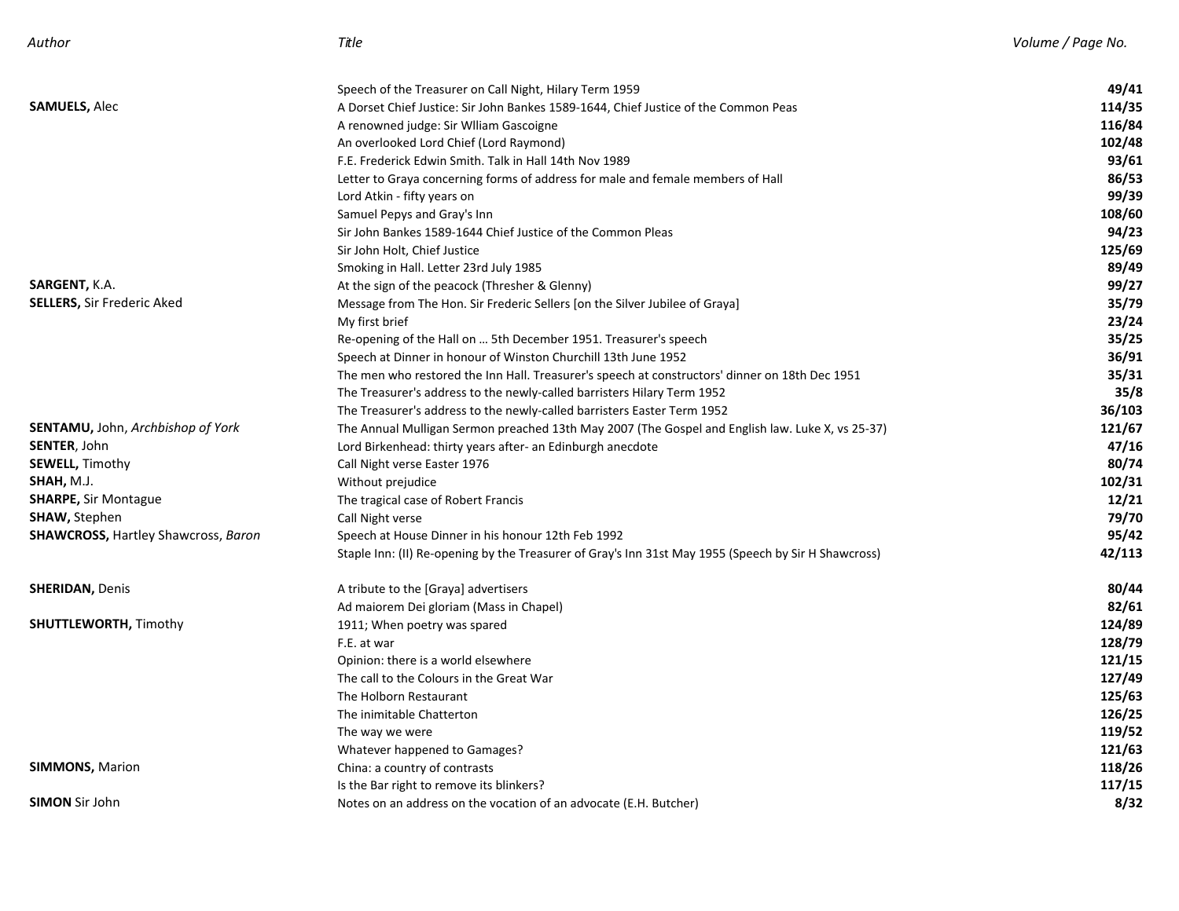| Author | Title | Volume / Page No. |
|---|---|---|
| | Speech of the Treasurer on Call Night, Hilary Term 1959 | **49/41** |
| **SAMUELS,** Alec | A Dorset Chief Justice: Sir John Bankes 1589-1644, Chief Justice of the Common Peas | **114/35** |
| | A renowned judge: Sir Wlliam Gascoigne | **116/84** |
| | An overlooked Lord Chief (Lord Raymond) | **102/48** |
| | F.E. Frederick Edwin Smith. Talk in Hall 14th Nov 1989 | **93/61** |
| | Letter to Graya concerning forms of address for male and female members of Hall | **86/53** |
| | Lord Atkin - fifty years on | **99/39** |
| | Samuel Pepys and Gray's Inn | **108/60** |
| | Sir John Bankes 1589-1644 Chief Justice of the Common Pleas | **94/23** |
| | Sir John Holt, Chief Justice | **125/69** |
| | Smoking in Hall. Letter 23rd July 1985 | **89/49** |
| **SARGENT,** K.A. | At the sign of the peacock (Thresher & Glenny) | **99/27** |
| **SELLERS,** Sir Frederic Aked | Message from The Hon. Sir Frederic Sellers [on the Silver Jubilee of Graya] | **35/79** |
| | My first brief | **23/24** |
| | Re-opening of the Hall on … 5th December 1951. Treasurer's speech | **35/25** |
| | Speech at Dinner in honour of Winston Churchill 13th June 1952 | **36/91** |
| | The men who restored the Inn Hall. Treasurer's speech at constructors' dinner on 18th Dec 1951 | **35/31** |
| | The Treasurer's address to the newly-called barristers Hilary Term 1952 | **35/8** |
| | The Treasurer's address to the newly-called barristers Easter Term 1952 | **36/103** |
| **SENTAMU,** John, *Archbishop of York* | The Annual Mulligan Sermon preached 13th May 2007 (The Gospel and English law. Luke X, vs 25-37) | **121/67** |
| **SENTER**, John | Lord Birkenhead: thirty years after- an Edinburgh anecdote | **47/16** |
| **SEWELL,** Timothy | Call Night verse Easter 1976 | **80/74** |
| **SHAH,** M.J. | Without prejudice | **102/31** |
| **SHARPE,** Sir Montague | The tragical case of Robert Francis | **12/21** |
| **SHAW,** Stephen | Call Night verse | **79/70** |
| **SHAWCROSS,** Hartley Shawcross, *Baron* | Speech at House Dinner in his honour 12th Feb 1992 | **95/42** |
| | Staple Inn: (II) Re-opening by the Treasurer of Gray's Inn 31st May 1955 (Speech by Sir H Shawcross) | **42/113** |
| **SHERIDAN,** Denis | A tribute to the [Graya] advertisers | **80/44** |
| | Ad maiorem Dei gloriam (Mass in Chapel) | **82/61** |
| **SHUTTLEWORTH,** Timothy | 1911; When poetry was spared | **124/89** |
| | F.E. at war | **128/79** |
| | Opinion: there is a world elsewhere | **121/15** |
| | The call to the Colours in the Great War | **127/49** |
| | The Holborn Restaurant | **125/63** |
| | The inimitable Chatterton | **126/25** |
| | The way we were | **119/52** |
| | Whatever happened to Gamages? | **121/63** |
| **SIMMONS,** Marion | China: a country of contrasts | **118/26** |
| | Is the Bar right to remove its blinkers? | **117/15** |
| **SIMON** Sir John | Notes on an address on the vocation of an advocate (E.H. Butcher) | **8/32** |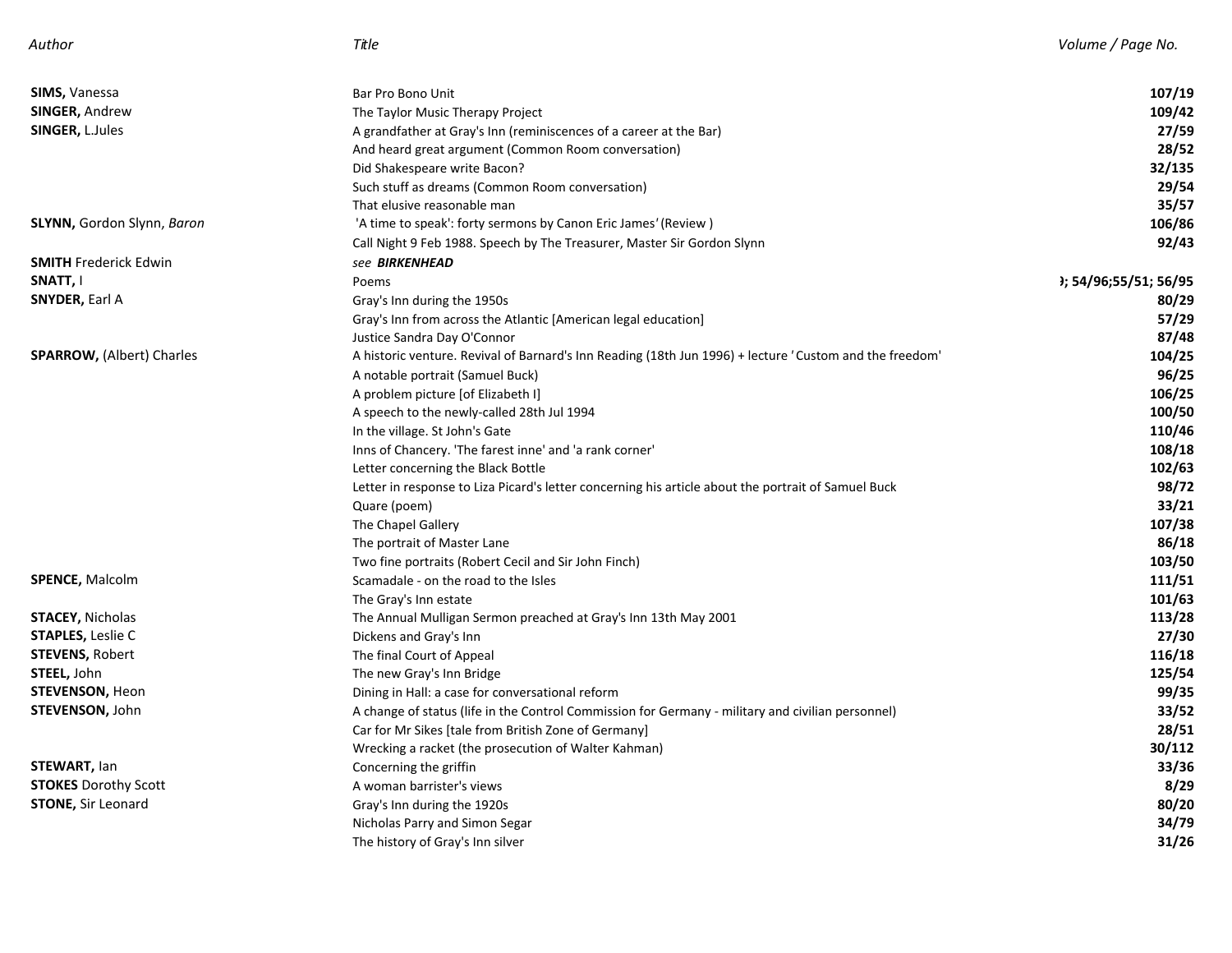| Author | Title | Volume / Page No. |
|---|---|---|
| **SIMS,** Vanessa | Bar Pro Bono Unit | **107/19** |
| **SINGER,** Andrew | The Taylor Music Therapy Project | **109/42** |
| **SINGER,** L.Jules | A grandfather at Gray's Inn (reminiscences of a career at the Bar) | **27/59** |
| | And heard great argument (Common Room conversation) | **28/52** |
| | Did Shakespeare write Bacon? | **32/135** |
| | Such stuff as dreams (Common Room conversation) | **29/54** |
| | That elusive reasonable man | **35/57** |
| **SLYNN,** Gordon Slynn, *Baron* | 'A time to speak': forty sermons by Canon Eric James*'* (Review ) | **106/86** |
| | Call Night 9 Feb 1988. Speech by The Treasurer, Master Sir Gordon Slynn | **92/43** |
| **SMITH** Frederick Edwin | *see* ***BIRKENHEAD*** | |
| **SNATT,** I | Poems | **); 54/96;55/51; 56/95** |
| **SNYDER,** Earl A | Gray's Inn during the 1950s | **80/29** |
| | Gray's Inn from across the Atlantic [American legal education] | **57/29** |
| | Justice Sandra Day O'Connor | **87/48** |
| **SPARROW,** (Albert) Charles | A historic venture. Revival of Barnard's Inn Reading (18th Jun 1996) + lecture *'* Custom and the freedom' | **104/25** |
| | A notable portrait (Samuel Buck) | **96/25** |
| | A problem picture [of Elizabeth I] | **106/25** |
| | A speech to the newly-called 28th Jul 1994 | **100/50** |
| | In the village. St John's Gate | **110/46** |
| | Inns of Chancery. 'The farest inne' and 'a rank corner' | **108/18** |
| | Letter concerning the Black Bottle | **102/63** |
| | Letter in response to Liza Picard's letter concerning his article about the portrait of Samuel Buck | **98/72** |
| | Quare (poem) | **33/21** |
| | The Chapel Gallery | **107/38** |
| | The portrait of Master Lane | **86/18** |
| | Two fine portraits (Robert Cecil and Sir John Finch) | **103/50** |
| **SPENCE,** Malcolm | Scamadale - on the road to the Isles | **111/51** |
| | The Gray's Inn estate | **101/63** |
| **STACEY,** Nicholas | The Annual Mulligan Sermon preached at Gray's Inn 13th May 2001 | **113/28** |
| **STAPLES,** Leslie C | Dickens and Gray's Inn | **27/30** |
| **STEVENS,** Robert | The final Court of Appeal | **116/18** |
| **STEEL,** John | The new Gray's Inn Bridge | **125/54** |
| **STEVENSON,** Heon | Dining in Hall: a case for conversational reform | **99/35** |
| **STEVENSON,** John | A change of status (life in the Control Commission for Germany - military and civilian personnel) | **33/52** |
| | Car for Mr Sikes [tale from British Zone of Germany] | **28/51** |
| | Wrecking a racket (the prosecution of Walter Kahman) | **30/112** |
| **STEWART,** Ian | Concerning the griffin | **33/36** |
| **STOKES** Dorothy Scott | A woman barrister's views | **8/29** |
| **STONE,** Sir Leonard | Gray's Inn during the 1920s | **80/20** |
| | Nicholas Parry and Simon Segar | **34/79** |
| | The history of Gray's Inn silver | **31/26** |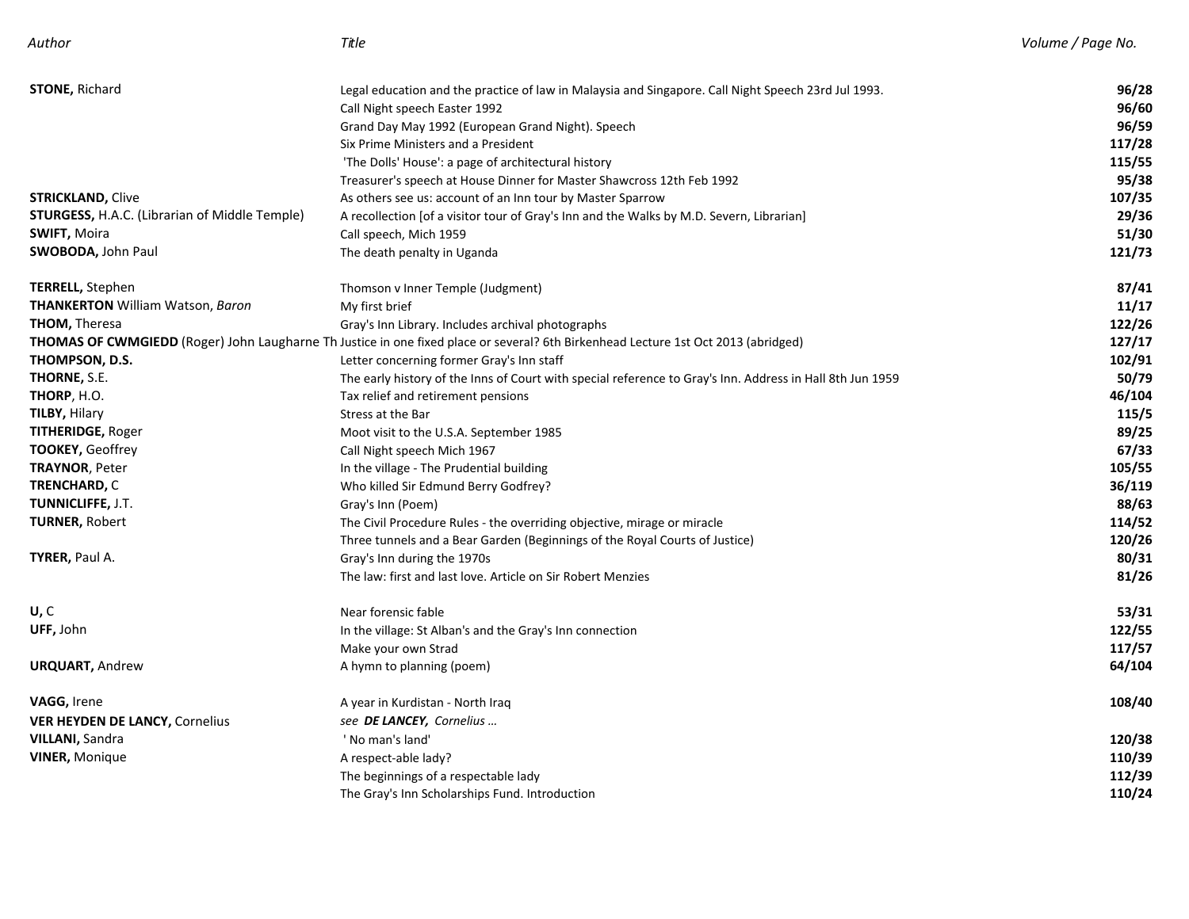| *Author* | *Title* | *Volume / Page No.* |
|---|---|---|
| **STONE,** Richard | Legal education and the practice of law in Malaysia and Singapore. Call Night Speech 23rd Jul 1993. | **96/28** |
| | Call Night speech Easter 1992 | **96/60** |
| | Grand Day May 1992 (European Grand Night). Speech | **96/59** |
| | Six Prime Ministers and a President | **117/28** |
| | 'The Dolls' House': a page of architectural history | **115/55** |
| | Treasurer's speech at House Dinner for Master Shawcross 12th Feb 1992 | **95/38** |
| **STRICKLAND,** Clive | As others see us: account of an Inn tour by Master Sparrow | **107/35** |
| **STURGESS,** H.A.C. (Librarian of Middle Temple) | A recollection [of a visitor tour of Gray's Inn and the Walks by M.D. Severn, Librarian] | **29/36** |
| **SWIFT,** Moira | Call speech, Mich 1959 | **51/30** |
| **SWOBODA,** John Paul | The death penalty in Uganda | **121/73** |
| **TERRELL,** Stephen | Thomson v Inner Temple (Judgment) | **87/41** |
| **THANKERTON** William Watson, *Baron* | My first brief | **11/17** |
| **THOM,** Theresa | Gray's Inn Library. Includes archival photographs | **122/26** |
| **THOMAS OF CWMGIEDD** (Roger) John Laugharne Th | Justice in one fixed place or several? 6th Birkenhead Lecture 1st Oct 2013 (abridged) | **127/17** |
| **THOMPSON, D.S.** | Letter concerning former Gray's Inn staff | **102/91** |
| **THORNE,** S.E. | The early history of the Inns of Court with special reference to Gray's Inn. Address in Hall 8th Jun 1959 | **50/79** |
| **THORP**, H.O. | Tax relief and retirement pensions | **46/104** |
| **TILBY,** Hilary | Stress at the Bar | **115/5** |
| **TITHERIDGE,** Roger | Moot visit to the U.S.A. September 1985 | **89/25** |
| **TOOKEY,** Geoffrey | Call Night speech Mich 1967 | **67/33** |
| **TRAYNOR**, Peter | In the village - The Prudential building | **105/55** |
| **TRENCHARD,** C | Who killed Sir Edmund Berry Godfrey? | **36/119** |
| **TUNNICLIFFE,** J.T. | Gray's Inn (Poem) | **88/63** |
| **TURNER,** Robert | The Civil Procedure Rules - the overriding objective, mirage or miracle | **114/52** |
| | Three tunnels and a Bear Garden (Beginnings of the Royal Courts of Justice) | **120/26** |
| **TYRER,** Paul A. | Gray's Inn during the 1970s | **80/31** |
| | The law: first and last love. Article on Sir Robert Menzies | **81/26** |
| **U,** C | Near forensic fable | **53/31** |
| **UFF,** John | In the village: St Alban's and the Gray's Inn connection | **122/55** |
| | Make your own Strad | **117/57** |
| **URQUART,** Andrew | A hymn to planning (poem) | **64/104** |
| **VAGG,** Irene | A year in Kurdistan - North Iraq | **108/40** |
| **VER HEYDEN DE LANCY,** Cornelius | *see* ***DE LANCEY,*** *Cornelius …* | |
| **VILLANI,** Sandra | ' No man's land' | **120/38** |
| **VINER,** Monique | A respect-able lady? | **110/39** |
| | The beginnings of a respectable lady | **112/39** |
| | The Gray's Inn Scholarships Fund. Introduction | **110/24** |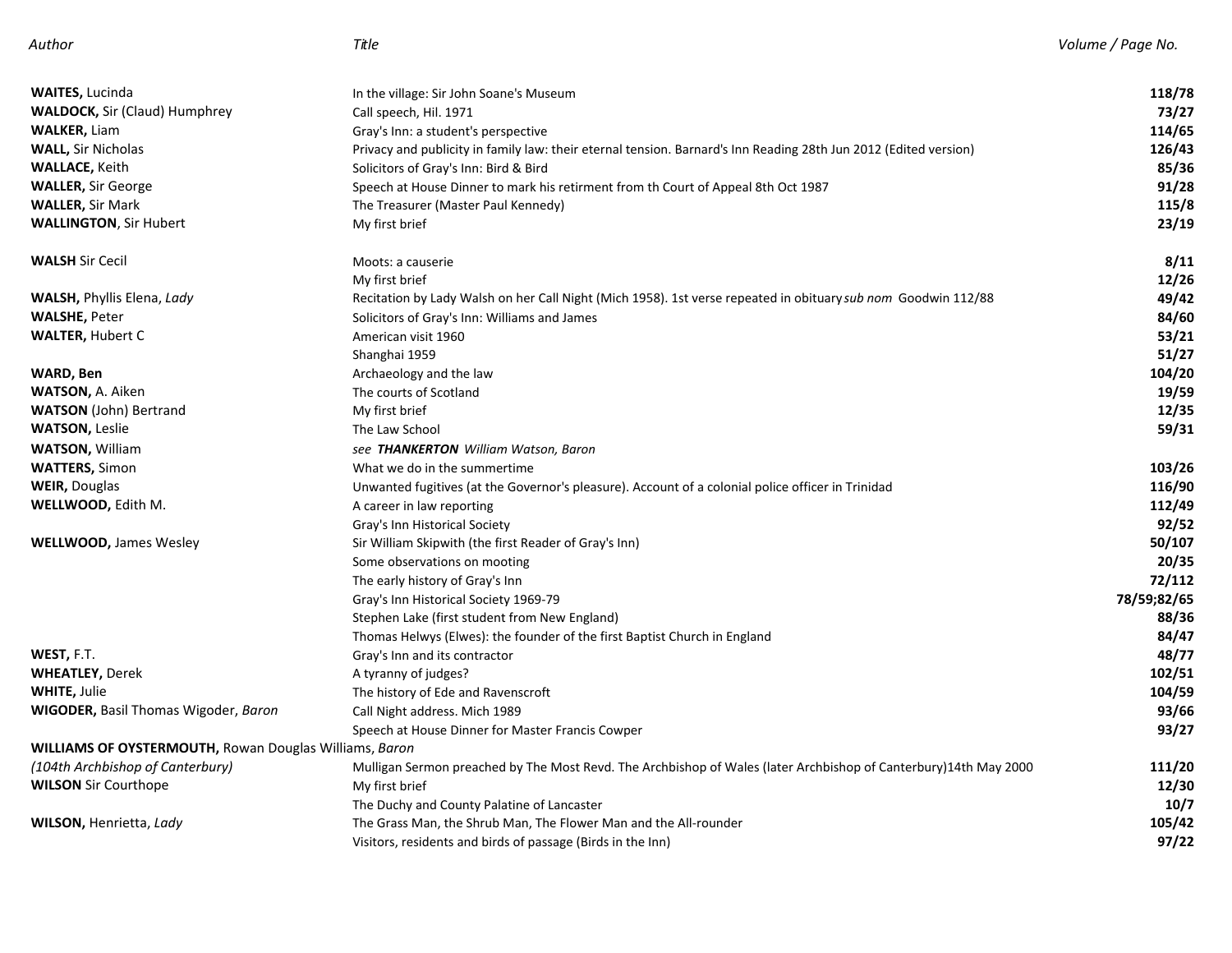| Author | Title | Volume / Page No. |
|---|---|---|
| **WAITES,** Lucinda | In the village: Sir John Soane's Museum | **118/78** |
| **WALDOCK,** Sir (Claud) Humphrey | Call speech, Hil. 1971 | **73/27** |
| **WALKER,** Liam | Gray's Inn: a student's perspective | **114/65** |
| **WALL,** Sir Nicholas | Privacy and publicity in family law: their eternal tension. Barnard's Inn Reading 28th Jun 2012 (Edited version) | **126/43** |
| **WALLACE,** Keith | Solicitors of Gray's Inn: Bird & Bird | **85/36** |
| **WALLER,** Sir George | Speech at House Dinner to mark his retirment from th Court of Appeal 8th Oct 1987 | **91/28** |
| **WALLER,** Sir Mark | The Treasurer (Master Paul Kennedy) | **115/8** |
| **WALLINGTON**, Sir Hubert | My first brief | **23/19** |
| **WALSH** Sir Cecil | Moots: a causerie | **8/11** |
| | My first brief | **12/26** |
| **WALSH,** Phyllis Elena, *Lady* | Recitation by Lady Walsh on her Call Night (Mich 1958). 1st verse repeated in obituary *sub nom* Goodwin 112/88 | **49/42** |
| **WALSHE,** Peter | Solicitors of Gray's Inn: Williams and James | **84/60** |
| **WALTER,** Hubert C | American visit 1960 | **53/21** |
| | Shanghai 1959 | **51/27** |
| **WARD, Ben** | Archaeology and the law | **104/20** |
| **WATSON,** A. Aiken | The courts of Scotland | **19/59** |
| **WATSON** (John) Bertrand | My first brief | **12/35** |
| **WATSON,** Leslie | The Law School | **59/31** |
| **WATSON,** William | *see* ***THANKERTON*** *William Watson, Baron* | |
| **WATTERS,** Simon | What we do in the summertime | **103/26** |
| **WEIR,** Douglas | Unwanted fugitives (at the Governor's pleasure). Account of a colonial police officer in Trinidad | **116/90** |
| **WELLWOOD,** Edith M. | A career in law reporting | **112/49** |
| | Gray's Inn Historical Society | **92/52** |
| **WELLWOOD,** James Wesley | Sir William Skipwith (the first Reader of Gray's Inn) | **50/107** |
| | Some observations on mooting | **20/35** |
| | The early history of Gray's Inn | **72/112** |
| | Gray's Inn Historical Society 1969-79 | **78/59;82/65** |
| | Stephen Lake (first student from New England) | **88/36** |
| | Thomas Helwys (Elwes): the founder of the first Baptist Church in England | **84/47** |
| **WEST,** F.T. | Gray's Inn and its contractor | **48/77** |
| **WHEATLEY,** Derek | A tyranny of judges? | **102/51** |
| **WHITE,** Julie | The history of Ede and Ravenscroft | **104/59** |
| **WIGODER,** Basil Thomas Wigoder, *Baron* | Call Night address. Mich 1989 | **93/66** |
| | Speech at House Dinner for Master Francis Cowper | **93/27** |
| **WILLIAMS OF OYSTERMOUTH,** Rowan Douglas Williams, *Baron* | | |
| *(104th Archbishop of Canterbury)* | Mulligan Sermon preached by The Most Revd. The Archbishop of Wales (later Archbishop of Canterbury)14th May 2000 | **111/20** |
| **WILSON** Sir Courthope | My first brief | **12/30** |
| | The Duchy and County Palatine of Lancaster | **10/7** |
| **WILSON,** Henrietta, *Lady* | The Grass Man, the Shrub Man, The Flower Man and the All-rounder | **105/42** |
| | Visitors, residents and birds of passage (Birds in the Inn) | **97/22** |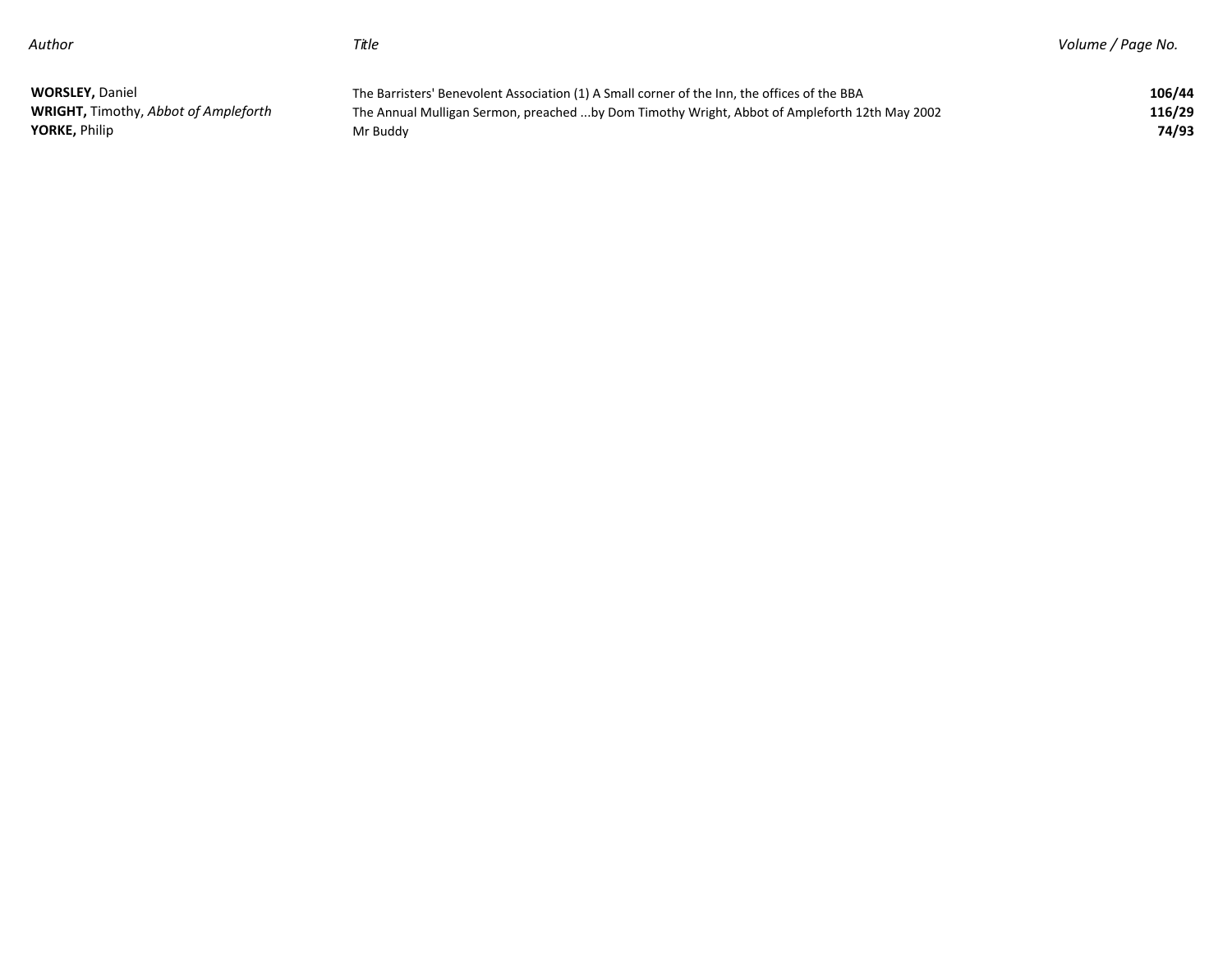| *Author* | *Title* | *Volume / Page No.* |
|---|---|---|
| **WORSLEY,** Daniel | The Barristers' Benevolent Association (1) A Small corner of the Inn, the offices of the BBA | **106/44** |
| **WRIGHT,** Timothy, *Abbot of Ampleforth* | The Annual Mulligan Sermon, preached ...by Dom Timothy Wright, Abbot of Ampleforth 12th May 2002 | **116/29** |
| **YORKE,** Philip | Mr Buddy | **74/93** |